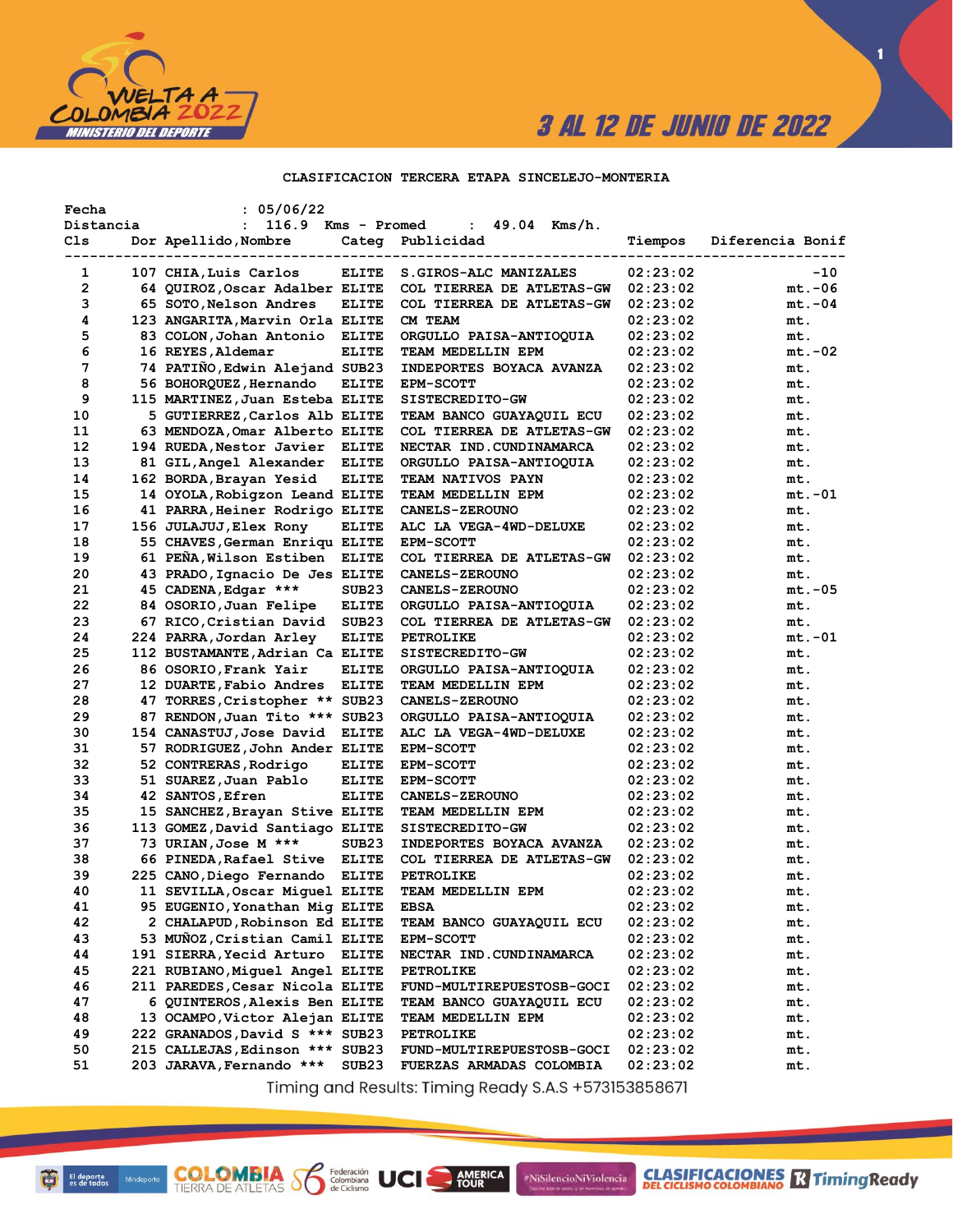3 AL 12 DE JUNIO DE 2022

## CLASIFICACION TERCERA ETAPA SINCELEJO-MONTERIA

Fecha : 05/06/22
Distancia : 116.9 Kms - Promed : 49.04 Kms/h.

| Cls | Dor | Apellido,Nombre | Categ | Publicidad | Tiempos | Diferencia | Bonif |
|---|---|---|---|---|---|---|---|
| 1 | 107 | CHIA,Luis Carlos | ELITE | S.GIROS-ALC MANIZALES | 02:23:02 | | -10 |
| 2 | 64 | QUIROZ,Oscar Adalber | ELITE | COL TIERREA DE ATLETAS-GW | 02:23:02 | mt. | -06 |
| 3 | 65 | SOTO,Nelson Andres | ELITE | COL TIERREA DE ATLETAS-GW | 02:23:02 | mt. | -04 |
| 4 | 123 | ANGARITA,Marvin Orla | ELITE | CM TEAM | 02:23:02 | mt. | |
| 5 | 83 | COLON,Johan Antonio | ELITE | ORGULLO PAISA-ANTIOQUIA | 02:23:02 | mt. | |
| 6 | 16 | REYES,Aldemar | ELITE | TEAM MEDELLIN EPM | 02:23:02 | mt. | -02 |
| 7 | 74 | PATIÑO,Edwin Alejand | SUB23 | INDEPORTES BOYACA AVANZA | 02:23:02 | mt. | |
| 8 | 56 | BOHORQUEZ,Hernando | ELITE | EPM-SCOTT | 02:23:02 | mt. | |
| 9 | 115 | MARTINEZ,Juan Esteba | ELITE | SISTECREDITO-GW | 02:23:02 | mt. | |
| 10 | 5 | GUTIERREZ,Carlos Alb | ELITE | TEAM BANCO GUAYAQUIL ECU | 02:23:02 | mt. | |
| 11 | 63 | MENDOZA,Omar Alberto | ELITE | COL TIERREA DE ATLETAS-GW | 02:23:02 | mt. | |
| 12 | 194 | RUEDA,Nestor Javier | ELITE | NECTAR IND.CUNDINAMARCA | 02:23:02 | mt. | |
| 13 | 81 | GIL,Angel Alexander | ELITE | ORGULLO PAISA-ANTIOQUIA | 02:23:02 | mt. | |
| 14 | 162 | BORDA,Brayan Yesid | ELITE | TEAM NATIVOS PAYN | 02:23:02 | mt. | |
| 15 | 14 | OYOLA,Robigzon Leand | ELITE | TEAM MEDELLIN EPM | 02:23:02 | mt. | -01 |
| 16 | 41 | PARRA,Heiner Rodrigo | ELITE | CANELS-ZEROUNO | 02:23:02 | mt. | |
| 17 | 156 | JULAJUJ,Elex Rony | ELITE | ALC LA VEGA-4WD-DELUXE | 02:23:02 | mt. | |
| 18 | 55 | CHAVES,German Enriqu | ELITE | EPM-SCOTT | 02:23:02 | mt. | |
| 19 | 61 | PEÑA,Wilson Estiben | ELITE | COL TIERREA DE ATLETAS-GW | 02:23:02 | mt. | |
| 20 | 43 | PRADO,Ignacio De Jes | ELITE | CANELS-ZEROUNO | 02:23:02 | mt. | |
| 21 | 45 | CADENA,Edgar *** | SUB23 | CANELS-ZEROUNO | 02:23:02 | mt. | -05 |
| 22 | 84 | OSORIO,Juan Felipe | ELITE | ORGULLO PAISA-ANTIOQUIA | 02:23:02 | mt. | |
| 23 | 67 | RICO,Cristian David | SUB23 | COL TIERREA DE ATLETAS-GW | 02:23:02 | mt. | |
| 24 | 224 | PARRA,Jordan Arley | ELITE | PETROLIKE | 02:23:02 | mt. | -01 |
| 25 | 112 | BUSTAMANTE,Adrian Ca | ELITE | SISTECREDITO-GW | 02:23:02 | mt. | |
| 26 | 86 | OSORIO,Frank Yair | ELITE | ORGULLO PAISA-ANTIOQUIA | 02:23:02 | mt. | |
| 27 | 12 | DUARTE,Fabio Andres | ELITE | TEAM MEDELLIN EPM | 02:23:02 | mt. | |
| 28 | 47 | TORRES,Cristopher ** | SUB23 | CANELS-ZEROUNO | 02:23:02 | mt. | |
| 29 | 87 | RENDON,Juan Tito *** | SUB23 | ORGULLO PAISA-ANTIOQUIA | 02:23:02 | mt. | |
| 30 | 154 | CANASTUJ,Jose David | ELITE | ALC LA VEGA-4WD-DELUXE | 02:23:02 | mt. | |
| 31 | 57 | RODRIGUEZ,John Ander | ELITE | EPM-SCOTT | 02:23:02 | mt. | |
| 32 | 52 | CONTRERAS,Rodrigo | ELITE | EPM-SCOTT | 02:23:02 | mt. | |
| 33 | 51 | SUAREZ,Juan Pablo | ELITE | EPM-SCOTT | 02:23:02 | mt. | |
| 34 | 42 | SANTOS,Efren | ELITE | CANELS-ZEROUNO | 02:23:02 | mt. | |
| 35 | 15 | SANCHEZ,Brayan Stive | ELITE | TEAM MEDELLIN EPM | 02:23:02 | mt. | |
| 36 | 113 | GOMEZ,David Santiago | ELITE | SISTECREDITO-GW | 02:23:02 | mt. | |
| 37 | 73 | URIAN,Jose M *** | SUB23 | INDEPORTES BOYACA AVANZA | 02:23:02 | mt. | |
| 38 | 66 | PINEDA,Rafael Stive | ELITE | COL TIERREA DE ATLETAS-GW | 02:23:02 | mt. | |
| 39 | 225 | CANO,Diego Fernando | ELITE | PETROLIKE | 02:23:02 | mt. | |
| 40 | 11 | SEVILLA,Oscar Miguel | ELITE | TEAM MEDELLIN EPM | 02:23:02 | mt. | |
| 41 | 95 | EUGENIO,Yonathan Mig | ELITE | EBSA | 02:23:02 | mt. | |
| 42 | 2 | CHALAPUD,Robinson Ed | ELITE | TEAM BANCO GUAYAQUIL ECU | 02:23:02 | mt. | |
| 43 | 53 | MUÑOZ,Cristian Camil | ELITE | EPM-SCOTT | 02:23:02 | mt. | |
| 44 | 191 | SIERRA,Yecid Arturo | ELITE | NECTAR IND.CUNDINAMARCA | 02:23:02 | mt. | |
| 45 | 221 | RUBIANO,Miguel Angel | ELITE | PETROLIKE | 02:23:02 | mt. | |
| 46 | 211 | PAREDES,Cesar Nicola | ELITE | FUND-MULTIREPUESTOSB-GOCI | 02:23:02 | mt. | |
| 47 | 6 | QUINTEROS,Alexis Ben | ELITE | TEAM BANCO GUAYAQUIL ECU | 02:23:02 | mt. | |
| 48 | 13 | OCAMPO,Victor Alejan | ELITE | TEAM MEDELLIN EPM | 02:23:02 | mt. | |
| 49 | 222 | GRANADOS,David S *** | SUB23 | PETROLIKE | 02:23:02 | mt. | |
| 50 | 215 | CALLEJAS,Edinson *** | SUB23 | FUND-MULTIREPUESTOSB-GOCI | 02:23:02 | mt. | |
| 51 | 203 | JARAVA,Fernando *** | SUB23 | FUERZAS ARMADAS COLOMBIA | 02:23:02 | mt. | |

Timing and Results: Timing Ready S.A.S +573153858671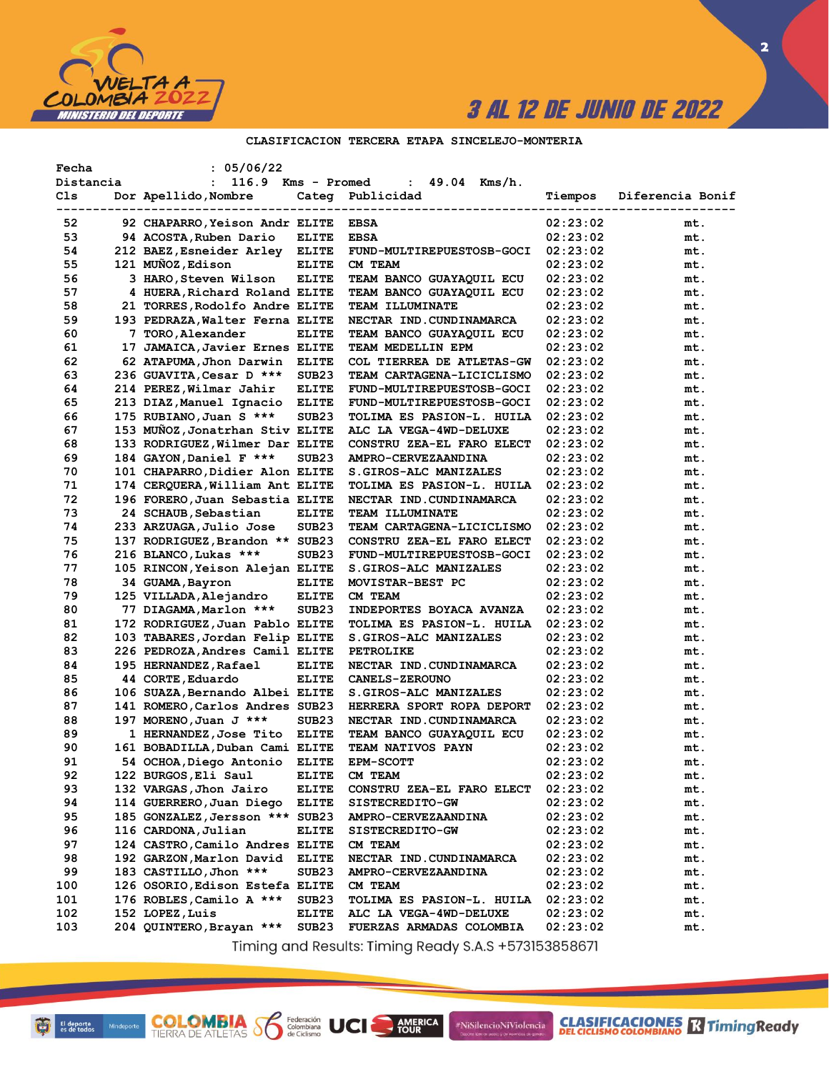3 AL 12 DE JUNIO DE 2022

CLASIFICACION TERCERA ETAPA SINCELEJO-MONTERIA

Fecha : 05/06/22
Distancia : 116.9 Kms - Promed : 49.04 Kms/h.

| Cls | Dor | Apellido,Nombre | Categ | Publicidad | Tiempos | Diferencia | Bonif |
|---|---|---|---|---|---|---|---|
| 52 | 92 | CHAPARRO,Yeison Andr | ELITE | EBSA | 02:23:02 | mt. | |
| 53 | 94 | ACOSTA,Ruben Dario | ELITE | EBSA | 02:23:02 | mt. | |
| 54 | 212 | BAEZ,Esneider Arley | ELITE | FUND-MULTIREPUESTOSB-GOCI | 02:23:02 | mt. | |
| 55 | 121 | MUÑOZ,Edison | ELITE | CM TEAM | 02:23:02 | mt. | |
| 56 | 3 | HARO,Steven Wilson | ELITE | TEAM BANCO GUAYAQUIL ECU | 02:23:02 | mt. | |
| 57 | 4 | HUERA,Richard Roland | ELITE | TEAM BANCO GUAYAQUIL ECU | 02:23:02 | mt. | |
| 58 | 21 | TORRES,Rodolfo Andre | ELITE | TEAM ILLUMINATE | 02:23:02 | mt. | |
| 59 | 193 | PEDRAZA,Walter Ferna | ELITE | NECTAR IND.CUNDINAMARCA | 02:23:02 | mt. | |
| 60 | 7 | TORO,Alexander | ELITE | TEAM BANCO GUAYAQUIL ECU | 02:23:02 | mt. | |
| 61 | 17 | JAMAICA,Javier Ernes | ELITE | TEAM MEDELLIN EPM | 02:23:02 | mt. | |
| 62 | 62 | ATAPUMA,Jhon Darwin | ELITE | COL TIERREA DE ATLETAS-GW | 02:23:02 | mt. | |
| 63 | 236 | GUAVITA,Cesar D *** | SUB23 | TEAM CARTAGENA-LICICLISMO | 02:23:02 | mt. | |
| 64 | 214 | PEREZ,Wilmar Jahir | ELITE | FUND-MULTIREPUESTOSB-GOCI | 02:23:02 | mt. | |
| 65 | 213 | DIAZ,Manuel Ignacio | ELITE | FUND-MULTIREPUESTOSB-GOCI | 02:23:02 | mt. | |
| 66 | 175 | RUBIANO,Juan S *** | SUB23 | TOLIMA ES PASION-L. HUILA | 02:23:02 | mt. | |
| 67 | 153 | MUÑOZ,Jonatrhan Stiv | ELITE | ALC LA VEGA-4WD-DELUXE | 02:23:02 | mt. | |
| 68 | 133 | RODRIGUEZ,Wilmer Dar | ELITE | CONSTRU ZEA-EL FARO ELECT | 02:23:02 | mt. | |
| 69 | 184 | GAYON,Daniel F *** | SUB23 | AMPRO-CERVEZAANDINA | 02:23:02 | mt. | |
| 70 | 101 | CHAPARRO,Didier Alon | ELITE | S.GIROS-ALC MANIZALES | 02:23:02 | mt. | |
| 71 | 174 | CERQUERA,William Ant | ELITE | TOLIMA ES PASION-L. HUILA | 02:23:02 | mt. | |
| 72 | 196 | FORERO,Juan Sebastia | ELITE | NECTAR IND.CUNDINAMARCA | 02:23:02 | mt. | |
| 73 | 24 | SCHAUB,Sebastian | ELITE | TEAM ILLUMINATE | 02:23:02 | mt. | |
| 74 | 233 | ARZUAGA,Julio Jose | SUB23 | TEAM CARTAGENA-LICICLISMO | 02:23:02 | mt. | |
| 75 | 137 | RODRIGUEZ,Brandon ** | SUB23 | CONSTRU ZEA-EL FARO ELECT | 02:23:02 | mt. | |
| 76 | 216 | BLANCO,Lukas *** | SUB23 | FUND-MULTIREPUESTOSB-GOCI | 02:23:02 | mt. | |
| 77 | 105 | RINCON,Yeison Alejan | ELITE | S.GIROS-ALC MANIZALES | 02:23:02 | mt. | |
| 78 | 34 | GUAMA,Bayron | ELITE | MOVISTAR-BEST PC | 02:23:02 | mt. | |
| 79 | 125 | VILLADA,Alejandro | ELITE | CM TEAM | 02:23:02 | mt. | |
| 80 | 77 | DIAGAMA,Marlon *** | SUB23 | INDEPORTES BOYACA AVANZA | 02:23:02 | mt. | |
| 81 | 172 | RODRIGUEZ,Juan Pablo | ELITE | TOLIMA ES PASION-L. HUILA | 02:23:02 | mt. | |
| 82 | 103 | TABARES,Jordan Felip | ELITE | S.GIROS-ALC MANIZALES | 02:23:02 | mt. | |
| 83 | 226 | PEDROZA,Andres Camil | ELITE | PETROLIKE | 02:23:02 | mt. | |
| 84 | 195 | HERNANDEZ,Rafael | ELITE | NECTAR IND.CUNDINAMARCA | 02:23:02 | mt. | |
| 85 | 44 | CORTE,Eduardo | ELITE | CANELS-ZEROUNO | 02:23:02 | mt. | |
| 86 | 106 | SUAZA,Bernando Albei | ELITE | S.GIROS-ALC MANIZALES | 02:23:02 | mt. | |
| 87 | 141 | ROMERO,Carlos Andres | SUB23 | HERRERA SPORT ROPA DEPORT | 02:23:02 | mt. | |
| 88 | 197 | MORENO,Juan J *** | SUB23 | NECTAR IND.CUNDINAMARCA | 02:23:02 | mt. | |
| 89 | 1 | HERNANDEZ,Jose Tito | ELITE | TEAM BANCO GUAYAQUIL ECU | 02:23:02 | mt. | |
| 90 | 161 | BOBADILLA,Duban Cami | ELITE | TEAM NATIVOS PAYN | 02:23:02 | mt. | |
| 91 | 54 | OCHOA,Diego Antonio | ELITE | EPM-SCOTT | 02:23:02 | mt. | |
| 92 | 122 | BURGOS,Eli Saul | ELITE | CM TEAM | 02:23:02 | mt. | |
| 93 | 132 | VARGAS,Jhon Jairo | ELITE | CONSTRU ZEA-EL FARO ELECT | 02:23:02 | mt. | |
| 94 | 114 | GUERRERO,Juan Diego | ELITE | SISTECREDITO-GW | 02:23:02 | mt. | |
| 95 | 185 | GONZALEZ,Jersson *** | SUB23 | AMPRO-CERVEZAANDINA | 02:23:02 | mt. | |
| 96 | 116 | CARDONA,Julian | ELITE | SISTECREDITO-GW | 02:23:02 | mt. | |
| 97 | 124 | CASTRO,Camilo Andres | ELITE | CM TEAM | 02:23:02 | mt. | |
| 98 | 192 | GARZON,Marlon David | ELITE | NECTAR IND.CUNDINAMARCA | 02:23:02 | mt. | |
| 99 | 183 | CASTILLO,Jhon *** | SUB23 | AMPRO-CERVEZAANDINA | 02:23:02 | mt. | |
| 100 | 126 | OSORIO,Edison Estefa | ELITE | CM TEAM | 02:23:02 | mt. | |
| 101 | 176 | ROBLES,Camilo A *** | SUB23 | TOLIMA ES PASION-L. HUILA | 02:23:02 | mt. | |
| 102 | 152 | LOPEZ,Luis | ELITE | ALC LA VEGA-4WD-DELUXE | 02:23:02 | mt. | |
| 103 | 204 | QUINTERO,Brayan *** | SUB23 | FUERZAS ARMADAS COLOMBIA | 02:23:02 | mt. | |

Timing and Results: Timing Ready S.A.S +573153858671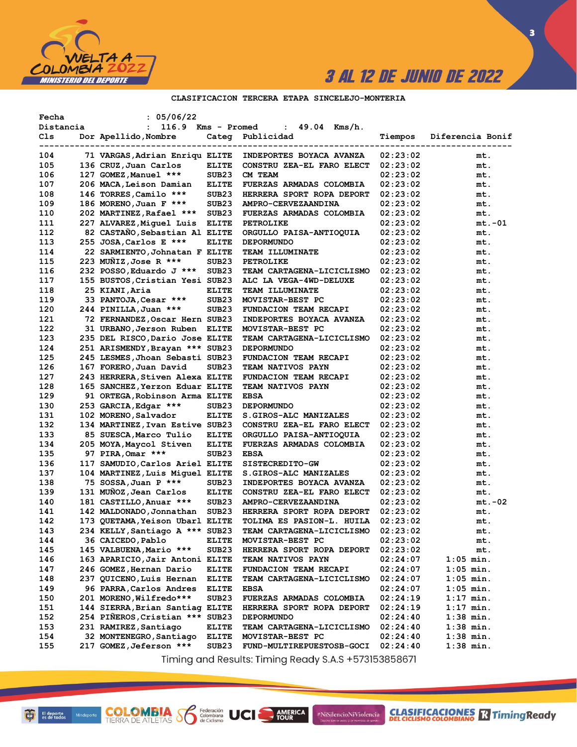3 AL 12 DE JUNIO DE 2022

## CLASIFICACION TERCERA ETAPA SINCELEJO-MONTERIA

Fecha : 05/06/22
Distancia : 116.9 Kms - Promed : 49.04 Kms/h.

| Cls | Dor | Apellido,Nombre | Categ | Publicidad | Tiempos | Diferencia | Bonif |
|---|---|---|---|---|---|---|---|
| 104 | 71 | VARGAS,Adrian Enriqu | ELITE | INDEPORTES BOYACA AVANZA | 02:23:02 | mt. | |
| 105 | 136 | CRUZ,Juan Carlos | ELITE | CONSTRU ZEA-EL FARO ELECT | 02:23:02 | mt. | |
| 106 | 127 | GOMEZ,Manuel *** | SUB23 | CM TEAM | 02:23:02 | mt. | |
| 107 | 206 | MACA,Leison Damian | ELITE | FUERZAS ARMADAS COLOMBIA | 02:23:02 | mt. | |
| 108 | 146 | TORRES,Camilo *** | SUB23 | HERRERA SPORT ROPA DEPORT | 02:23:02 | mt. | |
| 109 | 186 | MORENO,Juan F *** | SUB23 | AMPRO-CERVEZAANDINA | 02:23:02 | mt. | |
| 110 | 202 | MARTINEZ,Rafael *** | SUB23 | FUERZAS ARMADAS COLOMBIA | 02:23:02 | mt. | |
| 111 | 227 | ALVAREZ,Miguel Luis | ELITE | PETROLIKE | 02:23:02 | mt. | -01 |
| 112 | 82 | CASTAÑO,Sebastian Al | ELITE | ORGULLO PAISA-ANTIOQUIA | 02:23:02 | mt. | |
| 113 | 255 | JOSA,Carlos E *** | ELITE | DEPORMUNDO | 02:23:02 | mt. | |
| 114 | 22 | SARMIENTO,Johnatan F | ELITE | TEAM ILLUMINATE | 02:23:02 | mt. | |
| 115 | 223 | MUÑIZ,Jose R *** | SUB23 | PETROLIKE | 02:23:02 | mt. | |
| 116 | 232 | POSSO,Eduardo J *** | SUB23 | TEAM CARTAGENA-LICICLISMO | 02:23:02 | mt. | |
| 117 | 155 | BUSTOS,Cristian Yesi | SUB23 | ALC LA VEGA-4WD-DELUXE | 02:23:02 | mt. | |
| 118 | 25 | KIANI,Aria | ELITE | TEAM ILLUMINATE | 02:23:02 | mt. | |
| 119 | 33 | PANTOJA,Cesar *** | SUB23 | MOVISTAR-BEST PC | 02:23:02 | mt. | |
| 120 | 244 | PINILLA,Juan *** | SUB23 | FUNDACION TEAM RECAPI | 02:23:02 | mt. | |
| 121 | 72 | FERNANDEZ,Oscar Hern | SUB23 | INDEPORTES BOYACA AVANZA | 02:23:02 | mt. | |
| 122 | 31 | URBANO,Jerson Ruben | ELITE | MOVISTAR-BEST PC | 02:23:02 | mt. | |
| 123 | 235 | DEL RISCO,Dario Jose | ELITE | TEAM CARTAGENA-LICICLISMO | 02:23:02 | mt. | |
| 124 | 251 | ARISMENDY,Brayan *** | SUB23 | DEPORMUNDO | 02:23:02 | mt. | |
| 125 | 245 | LESMES,Jhoan Sebasti | SUB23 | FUNDACION TEAM RECAPI | 02:23:02 | mt. | |
| 126 | 167 | FORERO,Juan David | SUB23 | TEAM NATIVOS PAYN | 02:23:02 | mt. | |
| 127 | 243 | HERRERA,Stiven Alexa | ELITE | FUNDACION TEAM RECAPI | 02:23:02 | mt. | |
| 128 | 165 | SANCHEZ,Yerzon Eduar | ELITE | TEAM NATIVOS PAYN | 02:23:02 | mt. | |
| 129 | 91 | ORTEGA,Robinson Arma | ELITE | EBSA | 02:23:02 | mt. | |
| 130 | 253 | GARCIA,Edgar *** | SUB23 | DEPORMUNDO | 02:23:02 | mt. | |
| 131 | 102 | MORENO,Salvador | ELITE | S.GIROS-ALC MANIZALES | 02:23:02 | mt. | |
| 132 | 134 | MARTINEZ,Ivan Estive | SUB23 | CONSTRU ZEA-EL FARO ELECT | 02:23:02 | mt. | |
| 133 | 85 | SUESCA,Marco Tulio | ELITE | ORGULLO PAISA-ANTIOQUIA | 02:23:02 | mt. | |
| 134 | 205 | MOYA,Maycol Stiven | ELITE | FUERZAS ARMADAS COLOMBIA | 02:23:02 | mt. | |
| 135 | 97 | PIRA,Omar *** | SUB23 | EBSA | 02:23:02 | mt. | |
| 136 | 117 | SAMUDIO,Carlos Ariel | ELITE | SISTECREDITO-GW | 02:23:02 | mt. | |
| 137 | 104 | MARTINEZ,Luis Miguel | ELITE | S.GIROS-ALC MANIZALES | 02:23:02 | mt. | |
| 138 | 75 | SOSSA,Juan P *** | SUB23 | INDEPORTES BOYACA AVANZA | 02:23:02 | mt. | |
| 139 | 131 | MUÑOZ,Jean Carlos | ELITE | CONSTRU ZEA-EL FARO ELECT | 02:23:02 | mt. | |
| 140 | 181 | CASTILLO,Anuar *** | SUB23 | AMPRO-CERVEZAANDINA | 02:23:02 | mt. | -02 |
| 141 | 142 | MALDONADO,Jonnathan | SUB23 | HERRERA SPORT ROPA DEPORT | 02:23:02 | mt. | |
| 142 | 173 | QUETAMA,Yeison Ubarl | ELITE | TOLIMA ES PASION-L. HUILA | 02:23:02 | mt. | |
| 143 | 234 | KELLY,Santiago A *** | SUB23 | TEAM CARTAGENA-LICICLISMO | 02:23:02 | mt. | |
| 144 | 36 | CAICEDO,Pablo | ELITE | MOVISTAR-BEST PC | 02:23:02 | mt. | |
| 145 | 145 | VALBUENA,Mario *** | SUB23 | HERRERA SPORT ROPA DEPORT | 02:23:02 | mt. | |
| 146 | 163 | APARICIO,Jair Antoni | ELITE | TEAM NATIVOS PAYN | 02:24:07 | 1:05 min. | |
| 147 | 246 | GOMEZ,Hernan Dario | ELITE | FUNDACION TEAM RECAPI | 02:24:07 | 1:05 min. | |
| 148 | 237 | QUICENO,Luis Hernan | ELITE | TEAM CARTAGENA-LICICLISMO | 02:24:07 | 1:05 min. | |
| 149 | 96 | PARRA,Carlos Andres | ELITE | EBSA | 02:24:07 | 1:05 min. | |
| 150 | 201 | MORENO,Wilfredo*** | SUB23 | FUERZAS ARMADAS COLOMBIA | 02:24:19 | 1:17 min. | |
| 151 | 144 | SIERRA,Brian Santiag | ELITE | HERRERA SPORT ROPA DEPORT | 02:24:19 | 1:17 min. | |
| 152 | 254 | PIÑEROS,Cristian *** | SUB23 | DEPORMUNDO | 02:24:40 | 1:38 min. | |
| 153 | 231 | RAMIREZ,Santiago | ELITE | TEAM CARTAGENA-LICICLISMO | 02:24:40 | 1:38 min. | |
| 154 | 32 | MONTENEGRO,Santiago | ELITE | MOVISTAR-BEST PC | 02:24:40 | 1:38 min. | |
| 155 | 217 | GOMEZ,Jeferson *** | SUB23 | FUND-MULTIREPUESTOSB-GOCI | 02:24:40 | 1:38 min. | |

Timing and Results: Timing Ready S.A.S +573153858671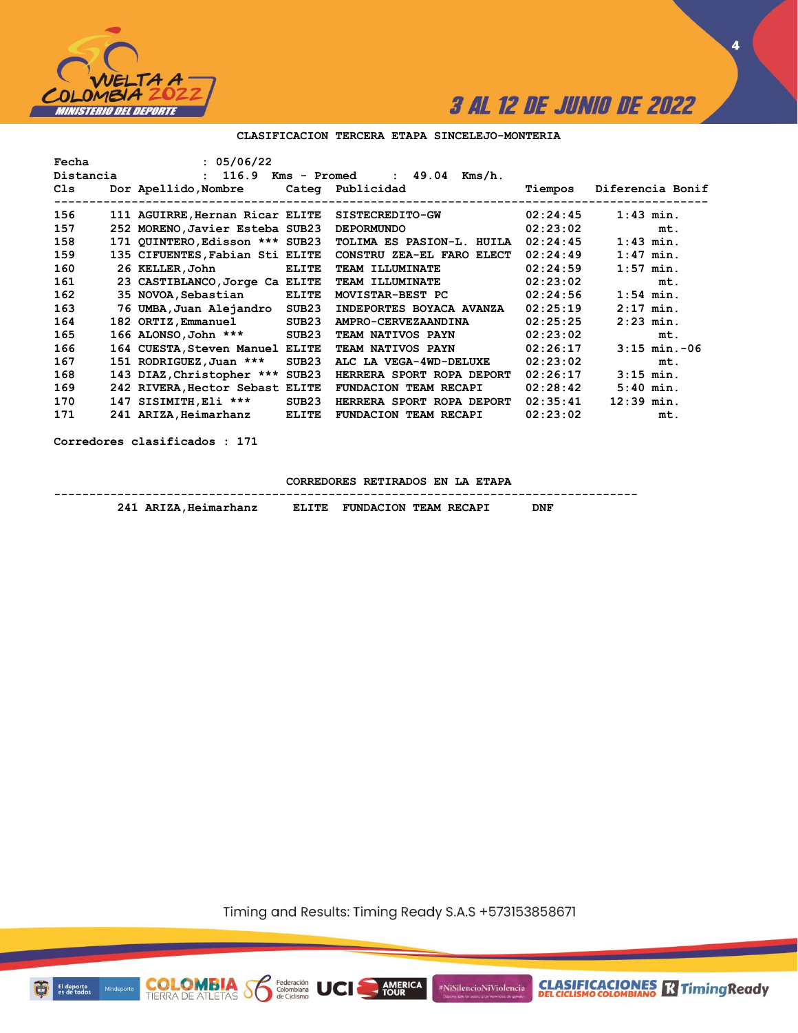## CLASIFICACION TERCERA ETAPA SINCELEJO-MONTERIA

Fecha : 05/06/22
Distancia : 116.9 Kms - Promed : 49.04 Kms/h.

| Cls | Dor | Apellido,Nombre | Categ | Publicidad | Tiempos | Diferencia | Bonif |
|---|---|---|---|---|---|---|---|
| 156 | 111 | AGUIRRE,Hernan Ricar | ELITE | SISTECREDITO-GW | 02:24:45 | 1:43 min. | |
| 157 | 252 | MORENO,Javier Esteba | SUB23 | DEPORMUNDO | 02:23:02 | mt. | |
| 158 | 171 | QUINTERO,Edisson *** | SUB23 | TOLIMA ES PASION-L. HUILA | 02:24:45 | 1:43 min. | |
| 159 | 135 | CIFUENTES,Fabian Sti | ELITE | CONSTRU ZEA-EL FARO ELECT | 02:24:49 | 1:47 min. | |
| 160 | 26 | KELLER,John | ELITE | TEAM ILLUMINATE | 02:24:59 | 1:57 min. | |
| 161 | 23 | CASTIBLANCO,Jorge Ca | ELITE | TEAM ILLUMINATE | 02:23:02 | mt. | |
| 162 | 35 | NOVOA,Sebastian | ELITE | MOVISTAR-BEST PC | 02:24:56 | 1:54 min. | |
| 163 | 76 | UMBA,Juan Alejandro | SUB23 | INDEPORTES BOYACA AVANZA | 02:25:19 | 2:17 min. | |
| 164 | 182 | ORTIZ,Emmanuel | SUB23 | AMPRO-CERVEZAANDINA | 02:25:25 | 2:23 min. | |
| 165 | 166 | ALONSO,John *** | SUB23 | TEAM NATIVOS PAYN | 02:23:02 | mt. | |
| 166 | 164 | CUESTA,Steven Manuel | ELITE | TEAM NATIVOS PAYN | 02:26:17 | 3:15 min. | -06 |
| 167 | 151 | RODRIGUEZ,Juan *** | SUB23 | ALC LA VEGA-4WD-DELUXE | 02:23:02 | mt. | |
| 168 | 143 | DIAZ,Christopher *** | SUB23 | HERRERA SPORT ROPA DEPORT | 02:26:17 | 3:15 min. | |
| 169 | 242 | RIVERA,Hector Sebast | ELITE | FUNDACION TEAM RECAPI | 02:28:42 | 5:40 min. | |
| 170 | 147 | SISIMITH,Eli *** | SUB23 | HERRERA SPORT ROPA DEPORT | 02:35:41 | 12:39 min. | |
| 171 | 241 | ARIZA,Heimarhanz | ELITE | FUNDACION TEAM RECAPI | 02:23:02 | mt. | |

Corredores clasificados : 171

### CORREDORES RETIRADOS EN LA ETAPA

| Dor | Apellido,Nombre | Categ | Publicidad | |
|---|---|---|---|---|
| 241 | ARIZA,Heimarhanz | ELITE | FUNDACION TEAM RECAPI | DNF |

Timing and Results: Timing Ready S.A.S +573153858671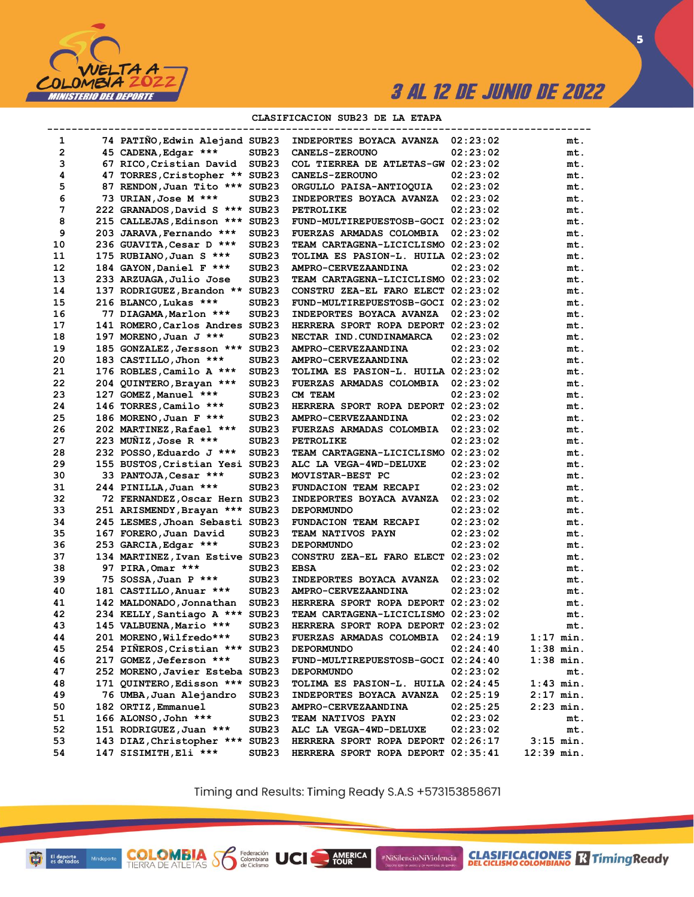# 3 AL 12 DE JUNIO DE 2022

## CLASIFICACION SUB23 DE LA ETAPA

| Pos | Dorsal | Nombre | Cat | Equipo | Tiempo | Dif |
|---|---|---|---|---|---|---|
| 1 | 74 | PATIÑO,Edwin Alejand | SUB23 | INDEPORTES BOYACA AVANZA | 02:23:02 | mt. |
| 2 | 45 | CADENA,Edgar *** | SUB23 | CANELS-ZEROUNO | 02:23:02 | mt. |
| 3 | 67 | RICO,Cristian David | SUB23 | COL TIERREA DE ATLETAS-GW | 02:23:02 | mt. |
| 4 | 47 | TORRES,Cristopher ** | SUB23 | CANELS-ZEROUNO | 02:23:02 | mt. |
| 5 | 87 | RENDON,Juan Tito *** | SUB23 | ORGULLO PAISA-ANTIOQUIA | 02:23:02 | mt. |
| 6 | 73 | URIAN,Jose M *** | SUB23 | INDEPORTES BOYACA AVANZA | 02:23:02 | mt. |
| 7 | 222 | GRANADOS,David S *** | SUB23 | PETROLIKE | 02:23:02 | mt. |
| 8 | 215 | CALLEJAS,Edinson *** | SUB23 | FUND-MULTIREPUESTOSB-GOCI | 02:23:02 | mt. |
| 9 | 203 | JARAVA,Fernando *** | SUB23 | FUERZAS ARMADAS COLOMBIA | 02:23:02 | mt. |
| 10 | 236 | GUAVITA,Cesar D *** | SUB23 | TEAM CARTAGENA-LICICLISMO | 02:23:02 | mt. |
| 11 | 175 | RUBIANO,Juan S *** | SUB23 | TOLIMA ES PASION-L. HUILA | 02:23:02 | mt. |
| 12 | 184 | GAYON,Daniel F *** | SUB23 | AMPRO-CERVEZAANDINA | 02:23:02 | mt. |
| 13 | 233 | ARZUAGA,Julio Jose | SUB23 | TEAM CARTAGENA-LICICLISMO | 02:23:02 | mt. |
| 14 | 137 | RODRIGUEZ,Brandon ** | SUB23 | CONSTRU ZEA-EL FARO ELECT | 02:23:02 | mt. |
| 15 | 216 | BLANCO,Lukas *** | SUB23 | FUND-MULTIREPUESTOSB-GOCI | 02:23:02 | mt. |
| 16 | 77 | DIAGAMA,Marlon *** | SUB23 | INDEPORTES BOYACA AVANZA | 02:23:02 | mt. |
| 17 | 141 | ROMERO,Carlos Andres | SUB23 | HERRERA SPORT ROPA DEPORT | 02:23:02 | mt. |
| 18 | 197 | MORENO,Juan J *** | SUB23 | NECTAR IND.CUNDINAMARCA | 02:23:02 | mt. |
| 19 | 185 | GONZALEZ,Jersson *** | SUB23 | AMPRO-CERVEZAANDINA | 02:23:02 | mt. |
| 20 | 183 | CASTILLO,Jhon *** | SUB23 | AMPRO-CERVEZAANDINA | 02:23:02 | mt. |
| 21 | 176 | ROBLES,Camilo A *** | SUB23 | TOLIMA ES PASION-L. HUILA | 02:23:02 | mt. |
| 22 | 204 | QUINTERO,Brayan *** | SUB23 | FUERZAS ARMADAS COLOMBIA | 02:23:02 | mt. |
| 23 | 127 | GOMEZ,Manuel *** | SUB23 | CM TEAM | 02:23:02 | mt. |
| 24 | 146 | TORRES,Camilo *** | SUB23 | HERRERA SPORT ROPA DEPORT | 02:23:02 | mt. |
| 25 | 186 | MORENO,Juan F *** | SUB23 | AMPRO-CERVEZAANDINA | 02:23:02 | mt. |
| 26 | 202 | MARTINEZ,Rafael *** | SUB23 | FUERZAS ARMADAS COLOMBIA | 02:23:02 | mt. |
| 27 | 223 | MUÑIZ,Jose R *** | SUB23 | PETROLIKE | 02:23:02 | mt. |
| 28 | 232 | POSSO,Eduardo J *** | SUB23 | TEAM CARTAGENA-LICICLISMO | 02:23:02 | mt. |
| 29 | 155 | BUSTOS,Cristian Yesi | SUB23 | ALC LA VEGA-4WD-DELUXE | 02:23:02 | mt. |
| 30 | 33 | PANTOJA,Cesar *** | SUB23 | MOVISTAR-BEST PC | 02:23:02 | mt. |
| 31 | 244 | PINILLA,Juan *** | SUB23 | FUNDACION TEAM RECAPI | 02:23:02 | mt. |
| 32 | 72 | FERNANDEZ,Oscar Hern | SUB23 | INDEPORTES BOYACA AVANZA | 02:23:02 | mt. |
| 33 | 251 | ARISMENDY,Brayan *** | SUB23 | DEPORMUNDO | 02:23:02 | mt. |
| 34 | 245 | LESMES,Jhoan Sebasti | SUB23 | FUNDACION TEAM RECAPI | 02:23:02 | mt. |
| 35 | 167 | FORERO,Juan David | SUB23 | TEAM NATIVOS PAYN | 02:23:02 | mt. |
| 36 | 253 | GARCIA,Edgar *** | SUB23 | DEPORMUNDO | 02:23:02 | mt. |
| 37 | 134 | MARTINEZ,Ivan Estive | SUB23 | CONSTRU ZEA-EL FARO ELECT | 02:23:02 | mt. |
| 38 | 97 | PIRA,Omar *** | SUB23 | EBSA | 02:23:02 | mt. |
| 39 | 75 | SOSSA,Juan P *** | SUB23 | INDEPORTES BOYACA AVANZA | 02:23:02 | mt. |
| 40 | 181 | CASTILLO,Anuar *** | SUB23 | AMPRO-CERVEZAANDINA | 02:23:02 | mt. |
| 41 | 142 | MALDONADO,Jonnathan | SUB23 | HERRERA SPORT ROPA DEPORT | 02:23:02 | mt. |
| 42 | 234 | KELLY,Santiago A *** | SUB23 | TEAM CARTAGENA-LICICLISMO | 02:23:02 | mt. |
| 43 | 145 | VALBUENA,Mario *** | SUB23 | HERRERA SPORT ROPA DEPORT | 02:23:02 | mt. |
| 44 | 201 | MORENO,Wilfredo*** | SUB23 | FUERZAS ARMADAS COLOMBIA | 02:24:19 | 1:17 min. |
| 45 | 254 | PIÑEROS,Cristian *** | SUB23 | DEPORMUNDO | 02:24:40 | 1:38 min. |
| 46 | 217 | GOMEZ,Jeferson *** | SUB23 | FUND-MULTIREPUESTOSB-GOCI | 02:24:40 | 1:38 min. |
| 47 | 252 | MORENO,Javier Esteba | SUB23 | DEPORMUNDO | 02:23:02 | mt. |
| 48 | 171 | QUINTERO,Edisson *** | SUB23 | TOLIMA ES PASION-L. HUILA | 02:24:45 | 1:43 min. |
| 49 | 76 | UMBA,Juan Alejandro | SUB23 | INDEPORTES BOYACA AVANZA | 02:25:19 | 2:17 min. |
| 50 | 182 | ORTIZ,Emmanuel | SUB23 | AMPRO-CERVEZAANDINA | 02:25:25 | 2:23 min. |
| 51 | 166 | ALONSO,John *** | SUB23 | TEAM NATIVOS PAYN | 02:23:02 | mt. |
| 52 | 151 | RODRIGUEZ,Juan *** | SUB23 | ALC LA VEGA-4WD-DELUXE | 02:23:02 | mt. |
| 53 | 143 | DIAZ,Christopher *** | SUB23 | HERRERA SPORT ROPA DEPORT | 02:26:17 | 3:15 min. |
| 54 | 147 | SISIMITH,Eli *** | SUB23 | HERRERA SPORT ROPA DEPORT | 02:35:41 | 12:39 min. |

Timing and Results: Timing Ready S.A.S +573153858671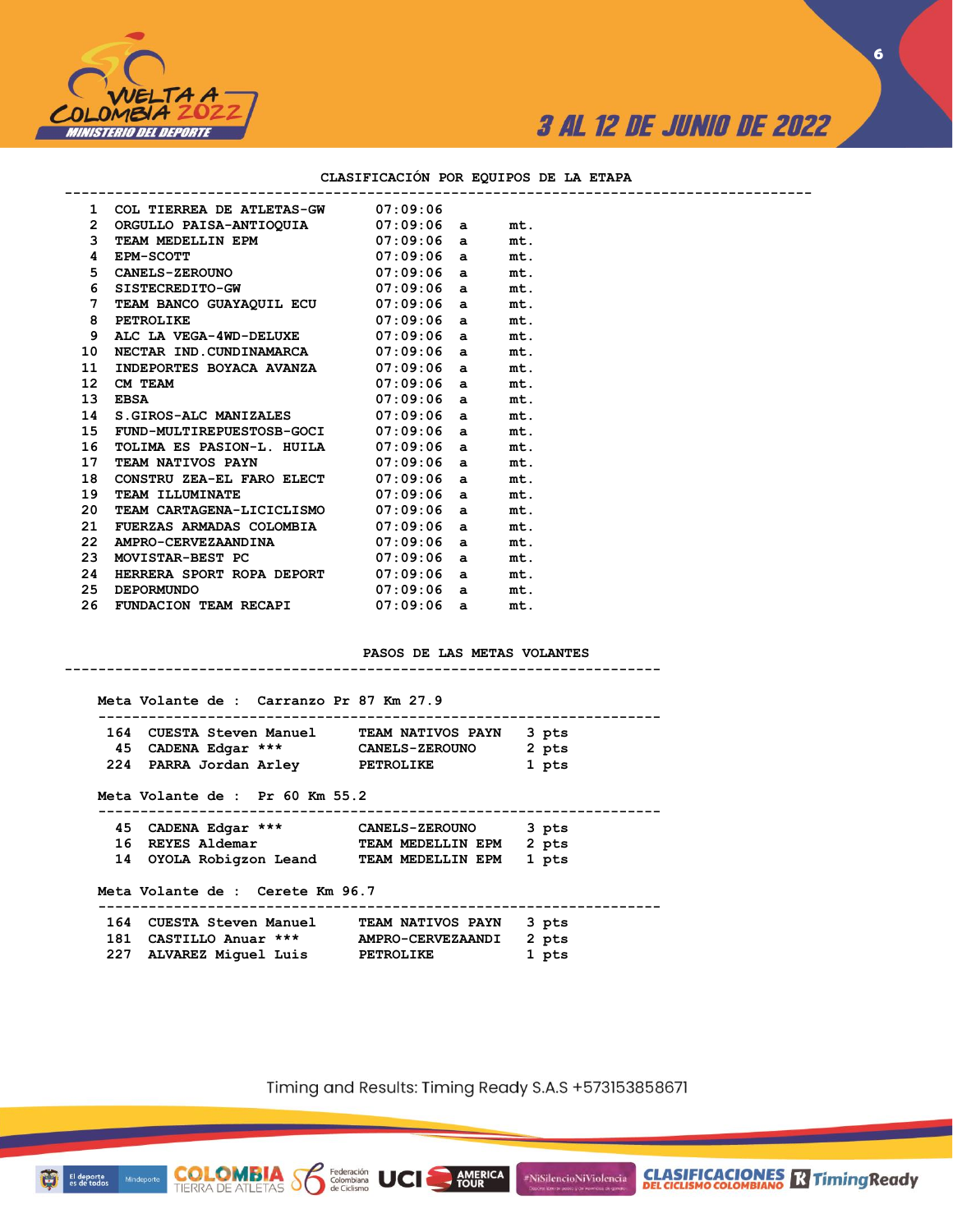## CLASIFICACIÓN POR EQUIPOS DE LA ETAPA

| Pos | Equipo | Tiempo | | |
|---|---|---|---|---|
| 1 | COL TIERREA DE ATLETAS-GW | 07:09:06 | | |
| 2 | ORGULLO PAISA-ANTIOQUIA | 07:09:06 | a | mt. |
| 3 | TEAM MEDELLIN EPM | 07:09:06 | a | mt. |
| 4 | EPM-SCOTT | 07:09:06 | a | mt. |
| 5 | CANELS-ZEROUNO | 07:09:06 | a | mt. |
| 6 | SISTECREDITO-GW | 07:09:06 | a | mt. |
| 7 | TEAM BANCO GUAYAQUIL ECU | 07:09:06 | a | mt. |
| 8 | PETROLIKE | 07:09:06 | a | mt. |
| 9 | ALC LA VEGA-4WD-DELUXE | 07:09:06 | a | mt. |
| 10 | NECTAR IND.CUNDINAMARCA | 07:09:06 | a | mt. |
| 11 | INDEPORTES BOYACA AVANZA | 07:09:06 | a | mt. |
| 12 | CM TEAM | 07:09:06 | a | mt. |
| 13 | EBSA | 07:09:06 | a | mt. |
| 14 | S.GIROS-ALC MANIZALES | 07:09:06 | a | mt. |
| 15 | FUND-MULTIREPUESTOSB-GOCI | 07:09:06 | a | mt. |
| 16 | TOLIMA ES PASION-L. HUILA | 07:09:06 | a | mt. |
| 17 | TEAM NATIVOS PAYN | 07:09:06 | a | mt. |
| 18 | CONSTRU ZEA-EL FARO ELECT | 07:09:06 | a | mt. |
| 19 | TEAM ILLUMINATE | 07:09:06 | a | mt. |
| 20 | TEAM CARTAGENA-LICICLISMO | 07:09:06 | a | mt. |
| 21 | FUERZAS ARMADAS COLOMBIA | 07:09:06 | a | mt. |
| 22 | AMPRO-CERVEZAANDINA | 07:09:06 | a | mt. |
| 23 | MOVISTAR-BEST PC | 07:09:06 | a | mt. |
| 24 | HERRERA SPORT ROPA DEPORT | 07:09:06 | a | mt. |
| 25 | DEPORMUNDO | 07:09:06 | a | mt. |
| 26 | FUNDACION TEAM RECAPI | 07:09:06 | a | mt. |

## PASOS DE LAS METAS VOLANTES

**Meta Volante de : Carranzo Pr 87 Km 27.9**

| Dorsal | Corredor | Equipo | Puntos |
|---|---|---|---|
| 164 | CUESTA Steven Manuel | TEAM NATIVOS PAYN | 3 pts |
| 45 | CADENA Edgar *** | CANELS-ZEROUNO | 2 pts |
| 224 | PARRA Jordan Arley | PETROLIKE | 1 pts |

**Meta Volante de : Pr 60 Km 55.2**

| Dorsal | Corredor | Equipo | Puntos |
|---|---|---|---|
| 45 | CADENA Edgar *** | CANELS-ZEROUNO | 3 pts |
| 16 | REYES Aldemar | TEAM MEDELLIN EPM | 2 pts |
| 14 | OYOLA Robigzon Leand | TEAM MEDELLIN EPM | 1 pts |

**Meta Volante de : Cerete Km 96.7**

| Dorsal | Corredor | Equipo | Puntos |
|---|---|---|---|
| 164 | CUESTA Steven Manuel | TEAM NATIVOS PAYN | 3 pts |
| 181 | CASTILLO Anuar *** | AMPRO-CERVEZAANDI | 2 pts |
| 227 | ALVAREZ Miguel Luis | PETROLIKE | 1 pts |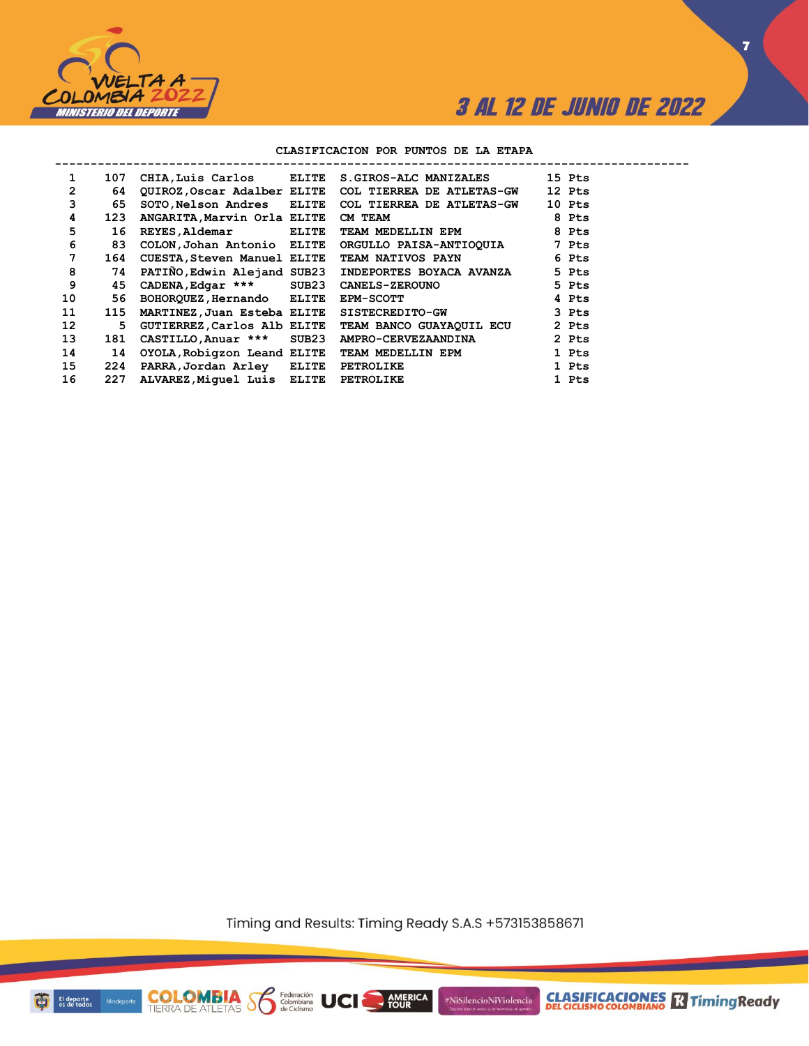## CLASIFICACION POR PUNTOS DE LA ETAPA

| Pos | Dorsal | Nombre | Cat. | Equipo | Puntos |
|---|---|---|---|---|---|
| 1 | 107 | CHIA,Luis Carlos | ELITE | S.GIROS-ALC MANIZALES | 15 Pts |
| 2 | 64 | QUIROZ,Oscar Adalber | ELITE | COL TIERREA DE ATLETAS-GW | 12 Pts |
| 3 | 65 | SOTO,Nelson Andres | ELITE | COL TIERREA DE ATLETAS-GW | 10 Pts |
| 4 | 123 | ANGARITA,Marvin Orla | ELITE | CM TEAM | 8 Pts |
| 5 | 16 | REYES,Aldemar | ELITE | TEAM MEDELLIN EPM | 8 Pts |
| 6 | 83 | COLON,Johan Antonio | ELITE | ORGULLO PAISA-ANTIOQUIA | 7 Pts |
| 7 | 164 | CUESTA,Steven Manuel | ELITE | TEAM NATIVOS PAYN | 6 Pts |
| 8 | 74 | PATIÑO,Edwin Alejand | SUB23 | INDEPORTES BOYACA AVANZA | 5 Pts |
| 9 | 45 | CADENA,Edgar *** | SUB23 | CANELS-ZEROUNO | 5 Pts |
| 10 | 56 | BOHORQUEZ,Hernando | ELITE | EPM-SCOTT | 4 Pts |
| 11 | 115 | MARTINEZ,Juan Esteba | ELITE | SISTECREDITO-GW | 3 Pts |
| 12 | 5 | GUTIERREZ,Carlos Alb | ELITE | TEAM BANCO GUAYAQUIL ECU | 2 Pts |
| 13 | 181 | CASTILLO,Anuar *** | SUB23 | AMPRO-CERVEZAANDINA | 2 Pts |
| 14 | 14 | OYOLA,Robigzon Leand | ELITE | TEAM MEDELLIN EPM | 1 Pts |
| 15 | 224 | PARRA,Jordan Arley | ELITE | PETROLIKE | 1 Pts |
| 16 | 227 | ALVAREZ,Miguel Luis | ELITE | PETROLIKE | 1 Pts |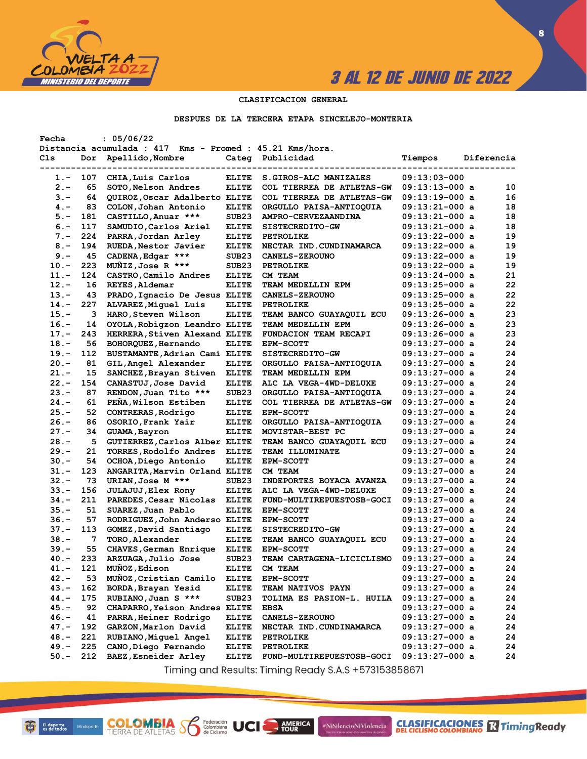# CLASIFICACION GENERAL

## DESPUES DE LA TERCERA ETAPA SINCELEJO-MONTERIA

Fecha : 05/06/22
Distancia acumulada : 417 Kms - Promed : 45.21 Kms/hora.

| Cls | Dor | Apellido,Nombre | Categ | Publicidad | Tiempos | | Diferencia |
|---|---|---|---|---|---|---|---|
| 1.- | 107 | CHIA,Luis Carlos | ELITE | S.GIROS-ALC MANIZALES | 09:13:03-000 | | |
| 2.- | 65 | SOTO,Nelson Andres | ELITE | COL TIERREA DE ATLETAS-GW | 09:13:13-000 | a | 10 |
| 3.- | 64 | QUIROZ,Oscar Adalberto | ELITE | COL TIERREA DE ATLETAS-GW | 09:13:19-000 | a | 16 |
| 4.- | 83 | COLON,Johan Antonio | ELITE | ORGULLO PAISA-ANTIOQUIA | 09:13:21-000 | a | 18 |
| 5.- | 181 | CASTILLO,Anuar *** | SUB23 | AMPRO-CERVEZAANDINA | 09:13:21-000 | a | 18 |
| 6.- | 117 | SAMUDIO,Carlos Ariel | ELITE | SISTECREDITO-GW | 09:13:21-000 | a | 18 |
| 7.- | 224 | PARRA,Jordan Arley | ELITE | PETROLIKE | 09:13:22-000 | a | 19 |
| 8.- | 194 | RUEDA,Nestor Javier | ELITE | NECTAR IND.CUNDINAMARCA | 09:13:22-000 | a | 19 |
| 9.- | 45 | CADENA,Edgar *** | SUB23 | CANELS-ZEROUNO | 09:13:22-000 | a | 19 |
| 10.- | 223 | MUÑIZ,Jose R *** | SUB23 | PETROLIKE | 09:13:22-000 | a | 19 |
| 11.- | 124 | CASTRO,Camilo Andres | ELITE | CM TEAM | 09:13:24-000 | a | 21 |
| 12.- | 16 | REYES,Aldemar | ELITE | TEAM MEDELLIN EPM | 09:13:25-000 | a | 22 |
| 13.- | 43 | PRADO,Ignacio De Jesus | ELITE | CANELS-ZEROUNO | 09:13:25-000 | a | 22 |
| 14.- | 227 | ALVAREZ,Miguel Luis | ELITE | PETROLIKE | 09:13:25-000 | a | 22 |
| 15.- | 3 | HARO,Steven Wilson | ELITE | TEAM BANCO GUAYAQUIL ECU | 09:13:26-000 | a | 23 |
| 16.- | 14 | OYOLA,Robigzon Leandro | ELITE | TEAM MEDELLIN EPM | 09:13:26-000 | a | 23 |
| 17.- | 243 | HERRERA,Stiven Alexand | ELITE | FUNDACION TEAM RECAPI | 09:13:26-000 | a | 23 |
| 18.- | 56 | BOHORQUEZ,Hernando | ELITE | EPM-SCOTT | 09:13:27-000 | a | 24 |
| 19.- | 112 | BUSTAMANTE,Adrian Cami | ELITE | SISTECREDITO-GW | 09:13:27-000 | a | 24 |
| 20.- | 81 | GIL,Angel Alexander | ELITE | ORGULLO PAISA-ANTIOQUIA | 09:13:27-000 | a | 24 |
| 21.- | 15 | SANCHEZ,Brayan Stiven | ELITE | TEAM MEDELLIN EPM | 09:13:27-000 | a | 24 |
| 22.- | 154 | CANASTUJ,Jose David | ELITE | ALC LA VEGA-4WD-DELUXE | 09:13:27-000 | a | 24 |
| 23.- | 87 | RENDON,Juan Tito *** | SUB23 | ORGULLO PAISA-ANTIOQUIA | 09:13:27-000 | a | 24 |
| 24.- | 61 | PEÑA,Wilson Estiben | ELITE | COL TIERREA DE ATLETAS-GW | 09:13:27-000 | a | 24 |
| 25.- | 52 | CONTRERAS,Rodrigo | ELITE | EPM-SCOTT | 09:13:27-000 | a | 24 |
| 26.- | 86 | OSORIO,Frank Yair | ELITE | ORGULLO PAISA-ANTIOQUIA | 09:13:27-000 | a | 24 |
| 27.- | 34 | GUAMA,Bayron | ELITE | MOVISTAR-BEST PC | 09:13:27-000 | a | 24 |
| 28.- | 5 | GUTIERREZ,Carlos Alber | ELITE | TEAM BANCO GUAYAQUIL ECU | 09:13:27-000 | a | 24 |
| 29.- | 21 | TORRES,Rodolfo Andres | ELITE | TEAM ILLUMINATE | 09:13:27-000 | a | 24 |
| 30.- | 54 | OCHOA,Diego Antonio | ELITE | EPM-SCOTT | 09:13:27-000 | a | 24 |
| 31.- | 123 | ANGARITA,Marvin Orland | ELITE | CM TEAM | 09:13:27-000 | a | 24 |
| 32.- | 73 | URIAN,Jose M *** | SUB23 | INDEPORTES BOYACA AVANZA | 09:13:27-000 | a | 24 |
| 33.- | 156 | JULAJUJ,Elex Rony | ELITE | ALC LA VEGA-4WD-DELUXE | 09:13:27-000 | a | 24 |
| 34.- | 211 | PAREDES,Cesar Nicolas | ELITE | FUND-MULTIREPUESTOSB-GOCI | 09:13:27-000 | a | 24 |
| 35.- | 51 | SUAREZ,Juan Pablo | ELITE | EPM-SCOTT | 09:13:27-000 | a | 24 |
| 36.- | 57 | RODRIGUEZ,John Anderso | ELITE | EPM-SCOTT | 09:13:27-000 | a | 24 |
| 37.- | 113 | GOMEZ,David Santiago | ELITE | SISTECREDITO-GW | 09:13:27-000 | a | 24 |
| 38.- | 7 | TORO,Alexander | ELITE | TEAM BANCO GUAYAQUIL ECU | 09:13:27-000 | a | 24 |
| 39.- | 55 | CHAVES,German Enrique | ELITE | EPM-SCOTT | 09:13:27-000 | a | 24 |
| 40.- | 233 | ARZUAGA,Julio Jose | SUB23 | TEAM CARTAGENA-LICICLISMO | 09:13:27-000 | a | 24 |
| 41.- | 121 | MUÑOZ,Edison | ELITE | CM TEAM | 09:13:27-000 | a | 24 |
| 42.- | 53 | MUÑOZ,Cristian Camilo | ELITE | EPM-SCOTT | 09:13:27-000 | a | 24 |
| 43.- | 162 | BORDA,Brayan Yesid | ELITE | TEAM NATIVOS PAYN | 09:13:27-000 | a | 24 |
| 44.- | 175 | RUBIANO,Juan S *** | SUB23 | TOLIMA ES PASION-L. HUILA | 09:13:27-000 | a | 24 |
| 45.- | 92 | CHAPARRO,Yeison Andres | ELITE | EBSA | 09:13:27-000 | a | 24 |
| 46.- | 41 | PARRA,Heiner Rodrigo | ELITE | CANELS-ZEROUNO | 09:13:27-000 | a | 24 |
| 47.- | 192 | GARZON,Marlon David | ELITE | NECTAR IND.CUNDINAMARCA | 09:13:27-000 | a | 24 |
| 48.- | 221 | RUBIANO,Miguel Angel | ELITE | PETROLIKE | 09:13:27-000 | a | 24 |
| 49.- | 225 | CANO,Diego Fernando | ELITE | PETROLIKE | 09:13:27-000 | a | 24 |
| 50.- | 212 | BAEZ,Esneider Arley | ELITE | FUND-MULTIREPUESTOSB-GOCI | 09:13:27-000 | a | 24 |

Timing and Results: Timing Ready S.A.S +573153858671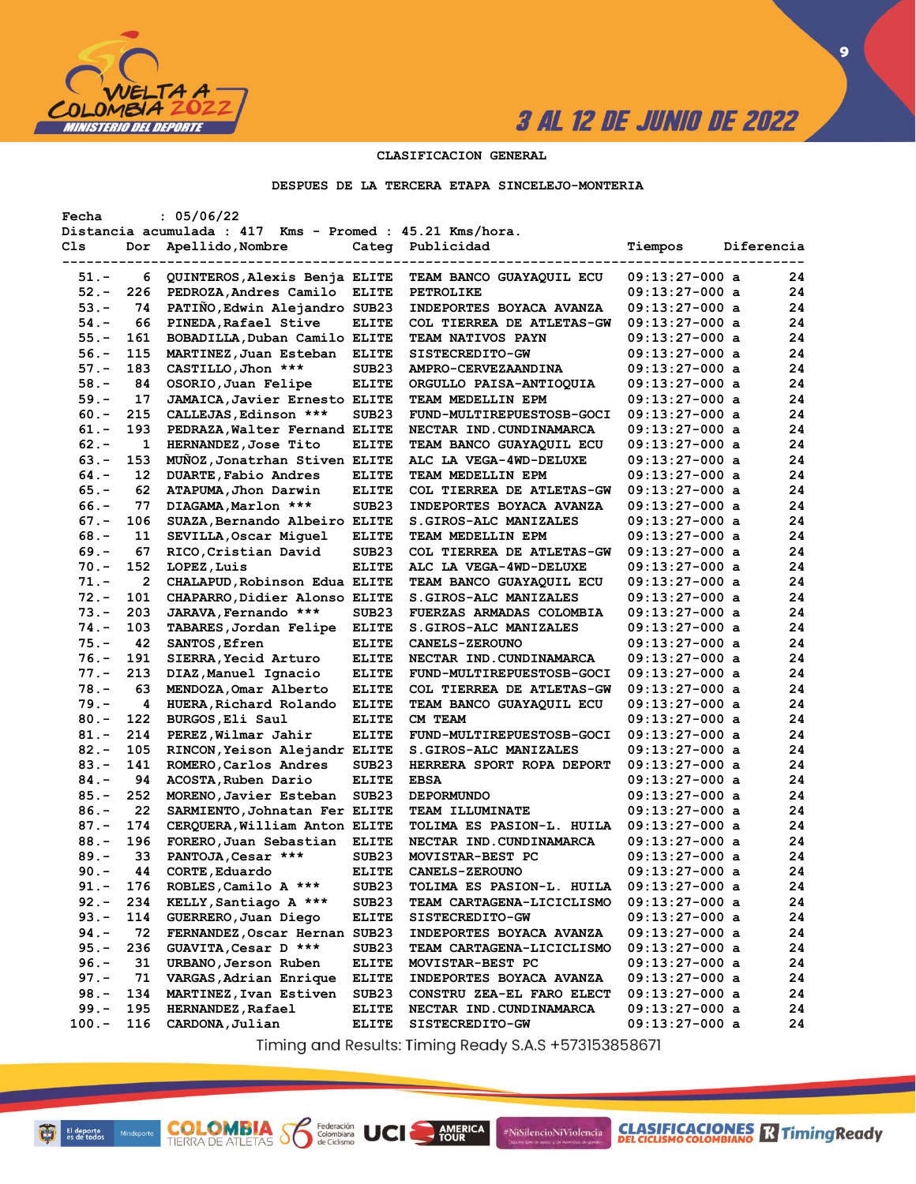CLASIFICACION GENERAL

DESPUES DE LA TERCERA ETAPA SINCELEJO-MONTERIA

Fecha : 05/06/22
Distancia acumulada : 417 Kms - Promed : 45.21 Kms/hora.

| Cls | Dor | Apellido,Nombre | Categ | Publicidad | Tiempos | Diferencia |
|---|---|---|---|---|---|---|
| 51.- | 6 | QUINTEROS,Alexis Benja | ELITE | TEAM BANCO GUAYAQUIL ECU | 09:13:27-000 a | 24 |
| 52.- | 226 | PEDROZA,Andres Camilo | ELITE | PETROLIKE | 09:13:27-000 a | 24 |
| 53.- | 74 | PATIÑO,Edwin Alejandro | SUB23 | INDEPORTES BOYACA AVANZA | 09:13:27-000 a | 24 |
| 54.- | 66 | PINEDA,Rafael Stive | ELITE | COL TIERREA DE ATLETAS-GW | 09:13:27-000 a | 24 |
| 55.- | 161 | BOBADILLA,Duban Camilo | ELITE | TEAM NATIVOS PAYN | 09:13:27-000 a | 24 |
| 56.- | 115 | MARTINEZ,Juan Esteban | ELITE | SISTECREDITO-GW | 09:13:27-000 a | 24 |
| 57.- | 183 | CASTILLO,Jhon *** | SUB23 | AMPRO-CERVEZAANDINA | 09:13:27-000 a | 24 |
| 58.- | 84 | OSORIO,Juan Felipe | ELITE | ORGULLO PAISA-ANTIOQUIA | 09:13:27-000 a | 24 |
| 59.- | 17 | JAMAICA,Javier Ernesto | ELITE | TEAM MEDELLIN EPM | 09:13:27-000 a | 24 |
| 60.- | 215 | CALLEJAS,Edinson *** | SUB23 | FUND-MULTIREPUESTOSB-GOCI | 09:13:27-000 a | 24 |
| 61.- | 193 | PEDRAZA,Walter Fernand | ELITE | NECTAR IND.CUNDINAMARCA | 09:13:27-000 a | 24 |
| 62.- | 1 | HERNANDEZ,Jose Tito | ELITE | TEAM BANCO GUAYAQUIL ECU | 09:13:27-000 a | 24 |
| 63.- | 153 | MUÑOZ,Jonatrhan Stiven | ELITE | ALC LA VEGA-4WD-DELUXE | 09:13:27-000 a | 24 |
| 64.- | 12 | DUARTE,Fabio Andres | ELITE | TEAM MEDELLIN EPM | 09:13:27-000 a | 24 |
| 65.- | 62 | ATAPUMA,Jhon Darwin | ELITE | COL TIERREA DE ATLETAS-GW | 09:13:27-000 a | 24 |
| 66.- | 77 | DIAGAMA,Marlon *** | SUB23 | INDEPORTES BOYACA AVANZA | 09:13:27-000 a | 24 |
| 67.- | 106 | SUAZA,Bernando Albeiro | ELITE | S.GIROS-ALC MANIZALES | 09:13:27-000 a | 24 |
| 68.- | 11 | SEVILLA,Oscar Miguel | ELITE | TEAM MEDELLIN EPM | 09:13:27-000 a | 24 |
| 69.- | 67 | RICO,Cristian David | SUB23 | COL TIERREA DE ATLETAS-GW | 09:13:27-000 a | 24 |
| 70.- | 152 | LOPEZ,Luis | ELITE | ALC LA VEGA-4WD-DELUXE | 09:13:27-000 a | 24 |
| 71.- | 2 | CHALAPUD,Robinson Edua | ELITE | TEAM BANCO GUAYAQUIL ECU | 09:13:27-000 a | 24 |
| 72.- | 101 | CHAPARRO,Didier Alonso | ELITE | S.GIROS-ALC MANIZALES | 09:13:27-000 a | 24 |
| 73.- | 203 | JARAVA,Fernando *** | SUB23 | FUERZAS ARMADAS COLOMBIA | 09:13:27-000 a | 24 |
| 74.- | 103 | TABARES,Jordan Felipe | ELITE | S.GIROS-ALC MANIZALES | 09:13:27-000 a | 24 |
| 75.- | 42 | SANTOS,Efren | ELITE | CANELS-ZEROUNO | 09:13:27-000 a | 24 |
| 76.- | 191 | SIERRA,Yecid Arturo | ELITE | NECTAR IND.CUNDINAMARCA | 09:13:27-000 a | 24 |
| 77.- | 213 | DIAZ,Manuel Ignacio | ELITE | FUND-MULTIREPUESTOSB-GOCI | 09:13:27-000 a | 24 |
| 78.- | 63 | MENDOZA,Omar Alberto | ELITE | COL TIERREA DE ATLETAS-GW | 09:13:27-000 a | 24 |
| 79.- | 4 | HUERA,Richard Rolando | ELITE | TEAM BANCO GUAYAQUIL ECU | 09:13:27-000 a | 24 |
| 80.- | 122 | BURGOS,Eli Saul | ELITE | CM TEAM | 09:13:27-000 a | 24 |
| 81.- | 214 | PEREZ,Wilmar Jahir | ELITE | FUND-MULTIREPUESTOSB-GOCI | 09:13:27-000 a | 24 |
| 82.- | 105 | RINCON,Yeison Alejandr | ELITE | S.GIROS-ALC MANIZALES | 09:13:27-000 a | 24 |
| 83.- | 141 | ROMERO,Carlos Andres | SUB23 | HERRERA SPORT ROPA DEPORT | 09:13:27-000 a | 24 |
| 84.- | 94 | ACOSTA,Ruben Dario | ELITE | EBSA | 09:13:27-000 a | 24 |
| 85.- | 252 | MORENO,Javier Esteban | SUB23 | DEPORMUNDO | 09:13:27-000 a | 24 |
| 86.- | 22 | SARMIENTO,Johnatan Fer | ELITE | TEAM ILLUMINATE | 09:13:27-000 a | 24 |
| 87.- | 174 | CERQUERA,William Anton | ELITE | TOLIMA ES PASION-L. HUILA | 09:13:27-000 a | 24 |
| 88.- | 196 | FORERO,Juan Sebastian | ELITE | NECTAR IND.CUNDINAMARCA | 09:13:27-000 a | 24 |
| 89.- | 33 | PANTOJA,Cesar *** | SUB23 | MOVISTAR-BEST PC | 09:13:27-000 a | 24 |
| 90.- | 44 | CORTE,Eduardo | ELITE | CANELS-ZEROUNO | 09:13:27-000 a | 24 |
| 91.- | 176 | ROBLES,Camilo A *** | SUB23 | TOLIMA ES PASION-L. HUILA | 09:13:27-000 a | 24 |
| 92.- | 234 | KELLY,Santiago A *** | SUB23 | TEAM CARTAGENA-LICICLISMO | 09:13:27-000 a | 24 |
| 93.- | 114 | GUERRERO,Juan Diego | ELITE | SISTECREDITO-GW | 09:13:27-000 a | 24 |
| 94.- | 72 | FERNANDEZ,Oscar Hernan | SUB23 | INDEPORTES BOYACA AVANZA | 09:13:27-000 a | 24 |
| 95.- | 236 | GUAVITA,Cesar D *** | SUB23 | TEAM CARTAGENA-LICICLISMO | 09:13:27-000 a | 24 |
| 96.- | 31 | URBANO,Jerson Ruben | ELITE | MOVISTAR-BEST PC | 09:13:27-000 a | 24 |
| 97.- | 71 | VARGAS,Adrian Enrique | ELITE | INDEPORTES BOYACA AVANZA | 09:13:27-000 a | 24 |
| 98.- | 134 | MARTINEZ,Ivan Estiven | SUB23 | CONSTRU ZEA-EL FARO ELECT | 09:13:27-000 a | 24 |
| 99.- | 195 | HERNANDEZ,Rafael | ELITE | NECTAR IND.CUNDINAMARCA | 09:13:27-000 a | 24 |
| 100.- | 116 | CARDONA,Julian | ELITE | SISTECREDITO-GW | 09:13:27-000 a | 24 |

Timing and Results: Timing Ready S.A.S +573153858671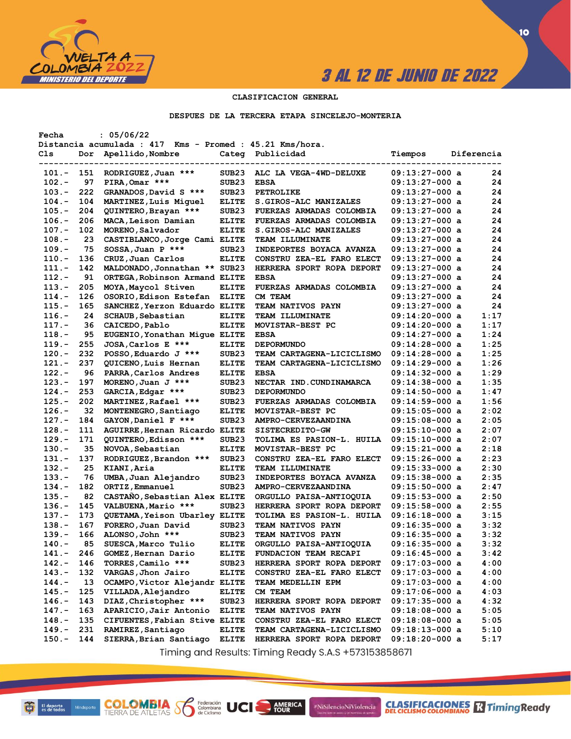CLASIFICACION GENERAL

DESPUES DE LA TERCERA ETAPA SINCELEJO-MONTERIA

Fecha : 05/06/22

Distancia acumulada : 417 Kms - Promed : 45.21 Kms/hora.

| Cls | Dor | Apellido,Nombre | Categ | Publicidad | Tiempos | Diferencia |
|---|---|---|---|---|---|---|
| 101.- | 151 | RODRIGUEZ,Juan *** | SUB23 | ALC LA VEGA-4WD-DELUXE | 09:13:27-000 a | 24 |
| 102.- | 97 | PIRA,Omar *** | SUB23 | EBSA | 09:13:27-000 a | 24 |
| 103.- | 222 | GRANADOS,David S *** | SUB23 | PETROLIKE | 09:13:27-000 a | 24 |
| 104.- | 104 | MARTINEZ,Luis Miguel | ELITE | S.GIROS-ALC MANIZALES | 09:13:27-000 a | 24 |
| 105.- | 204 | QUINTERO,Brayan *** | SUB23 | FUERZAS ARMADAS COLOMBIA | 09:13:27-000 a | 24 |
| 106.- | 206 | MACA,Leison Damian | ELITE | FUERZAS ARMADAS COLOMBIA | 09:13:27-000 a | 24 |
| 107.- | 102 | MORENO,Salvador | ELITE | S.GIROS-ALC MANIZALES | 09:13:27-000 a | 24 |
| 108.- | 23 | CASTIBLANCO,Jorge Cami | ELITE | TEAM ILLUMINATE | 09:13:27-000 a | 24 |
| 109.- | 75 | SOSSA,Juan P *** | SUB23 | INDEPORTES BOYACA AVANZA | 09:13:27-000 a | 24 |
| 110.- | 136 | CRUZ,Juan Carlos | ELITE | CONSTRU ZEA-EL FARO ELECT | 09:13:27-000 a | 24 |
| 111.- | 142 | MALDONADO,Jonnathan ** | SUB23 | HERRERA SPORT ROPA DEPORT | 09:13:27-000 a | 24 |
| 112.- | 91 | ORTEGA,Robinson Armand | ELITE | EBSA | 09:13:27-000 a | 24 |
| 113.- | 205 | MOYA,Maycol Stiven | ELITE | FUERZAS ARMADAS COLOMBIA | 09:13:27-000 a | 24 |
| 114.- | 126 | OSORIO,Edison Estefan | ELITE | CM TEAM | 09:13:27-000 a | 24 |
| 115.- | 165 | SANCHEZ,Yerzon Eduardo | ELITE | TEAM NATIVOS PAYN | 09:13:27-000 a | 24 |
| 116.- | 24 | SCHAUB,Sebastian | ELITE | TEAM ILLUMINATE | 09:14:20-000 a | 1:17 |
| 117.- | 36 | CAICEDO,Pablo | ELITE | MOVISTAR-BEST PC | 09:14:20-000 a | 1:17 |
| 118.- | 95 | EUGENIO,Yonathan Migue | ELITE | EBSA | 09:14:27-000 a | 1:24 |
| 119.- | 255 | JOSA,Carlos E *** | ELITE | DEPORMUNDO | 09:14:28-000 a | 1:25 |
| 120.- | 232 | POSSO,Eduardo J *** | SUB23 | TEAM CARTAGENA-LICICLISMO | 09:14:28-000 a | 1:25 |
| 121.- | 237 | QUICENO,Luis Hernan | ELITE | TEAM CARTAGENA-LICICLISMO | 09:14:29-000 a | 1:26 |
| 122.- | 96 | PARRA,Carlos Andres | ELITE | EBSA | 09:14:32-000 a | 1:29 |
| 123.- | 197 | MORENO,Juan J *** | SUB23 | NECTAR IND.CUNDINAMARCA | 09:14:38-000 a | 1:35 |
| 124.- | 253 | GARCIA,Edgar *** | SUB23 | DEPORMUNDO | 09:14:50-000 a | 1:47 |
| 125.- | 202 | MARTINEZ,Rafael *** | SUB23 | FUERZAS ARMADAS COLOMBIA | 09:14:59-000 a | 1:56 |
| 126.- | 32 | MONTENEGRO,Santiago | ELITE | MOVISTAR-BEST PC | 09:15:05-000 a | 2:02 |
| 127.- | 184 | GAYON,Daniel F *** | SUB23 | AMPRO-CERVEZAANDINA | 09:15:08-000 a | 2:05 |
| 128.- | 111 | AGUIRRE,Hernan Ricardo | ELITE | SISTECREDITO-GW | 09:15:10-000 a | 2:07 |
| 129.- | 171 | QUINTERO,Edisson *** | SUB23 | TOLIMA ES PASION-L. HUILA | 09:15:10-000 a | 2:07 |
| 130.- | 35 | NOVOA,Sebastian | ELITE | MOVISTAR-BEST PC | 09:15:21-000 a | 2:18 |
| 131.- | 137 | RODRIGUEZ,Brandon *** | SUB23 | CONSTRU ZEA-EL FARO ELECT | 09:15:26-000 a | 2:23 |
| 132.- | 25 | KIANI,Aria | ELITE | TEAM ILLUMINATE | 09:15:33-000 a | 2:30 |
| 133.- | 76 | UMBA,Juan Alejandro | SUB23 | INDEPORTES BOYACA AVANZA | 09:15:38-000 a | 2:35 |
| 134.- | 182 | ORTIZ,Emmanuel | SUB23 | AMPRO-CERVEZAANDINA | 09:15:50-000 a | 2:47 |
| 135.- | 82 | CASTAÑO,Sebastian Alex | ELITE | ORGULLO PAISA-ANTIOQUIA | 09:15:53-000 a | 2:50 |
| 136.- | 145 | VALBUENA,Mario *** | SUB23 | HERRERA SPORT ROPA DEPORT | 09:15:58-000 a | 2:55 |
| 137.- | 173 | QUETAMA,Yeison Ubarley | ELITE | TOLIMA ES PASION-L. HUILA | 09:16:18-000 a | 3:15 |
| 138.- | 167 | FORERO,Juan David | SUB23 | TEAM NATIVOS PAYN | 09:16:35-000 a | 3:32 |
| 139.- | 166 | ALONSO,John *** | SUB23 | TEAM NATIVOS PAYN | 09:16:35-000 a | 3:32 |
| 140.- | 85 | SUESCA,Marco Tulio | ELITE | ORGULLO PAISA-ANTIOQUIA | 09:16:35-000 a | 3:32 |
| 141.- | 246 | GOMEZ,Hernan Dario | ELITE | FUNDACION TEAM RECAPI | 09:16:45-000 a | 3:42 |
| 142.- | 146 | TORRES,Camilo *** | SUB23 | HERRERA SPORT ROPA DEPORT | 09:17:03-000 a | 4:00 |
| 143.- | 132 | VARGAS,Jhon Jairo | ELITE | CONSTRU ZEA-EL FARO ELECT | 09:17:03-000 a | 4:00 |
| 144.- | 13 | OCAMPO,Victor Alejandr | ELITE | TEAM MEDELLIN EPM | 09:17:03-000 a | 4:00 |
| 145.- | 125 | VILLADA,Alejandro | ELITE | CM TEAM | 09:17:06-000 a | 4:03 |
| 146.- | 143 | DIAZ,Christopher *** | SUB23 | HERRERA SPORT ROPA DEPORT | 09:17:35-000 a | 4:32 |
| 147.- | 163 | APARICIO,Jair Antonio | ELITE | TEAM NATIVOS PAYN | 09:18:08-000 a | 5:05 |
| 148.- | 135 | CIFUENTES,Fabian Stive | ELITE | CONSTRU ZEA-EL FARO ELECT | 09:18:08-000 a | 5:05 |
| 149.- | 231 | RAMIREZ,Santiago | ELITE | TEAM CARTAGENA-LICICLISMO | 09:18:13-000 a | 5:10 |
| 150.- | 144 | SIERRA,Brian Santiago | ELITE | HERRERA SPORT ROPA DEPORT | 09:18:20-000 a | 5:17 |

Timing and Results: Timing Ready S.A.S +573153858671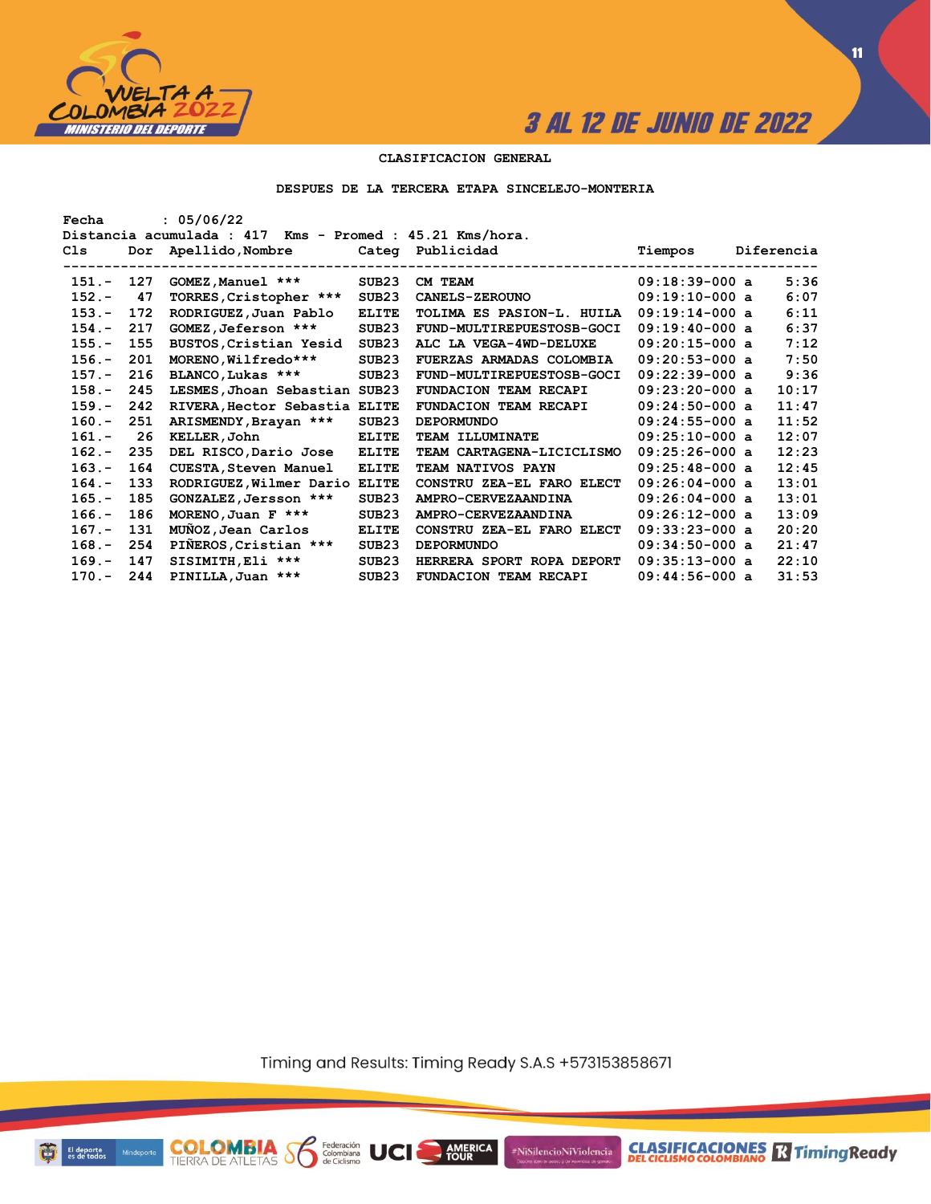## CLASIFICACION GENERAL

### DESPUES DE LA TERCERA ETAPA SINCELEJO-MONTERIA

Fecha : 05/06/22
Distancia acumulada : 417 Kms - Promed : 45.21 Kms/hora.

| Cls | Dor | Apellido,Nombre | Categ | Publicidad | Tiempos | Diferencia |
|---|---|---|---|---|---|---|
| 151.- | 127 | GOMEZ,Manuel *** | SUB23 | CM TEAM | 09:18:39-000 a | 5:36 |
| 152.- | 47 | TORRES,Cristopher *** | SUB23 | CANELS-ZEROUNO | 09:19:10-000 a | 6:07 |
| 153.- | 172 | RODRIGUEZ,Juan Pablo | ELITE | TOLIMA ES PASION-L. HUILA | 09:19:14-000 a | 6:11 |
| 154.- | 217 | GOMEZ,Jeferson *** | SUB23 | FUND-MULTIREPUESTOSB-GOCI | 09:19:40-000 a | 6:37 |
| 155.- | 155 | BUSTOS,Cristian Yesid | SUB23 | ALC LA VEGA-4WD-DELUXE | 09:20:15-000 a | 7:12 |
| 156.- | 201 | MORENO,Wilfredo*** | SUB23 | FUERZAS ARMADAS COLOMBIA | 09:20:53-000 a | 7:50 |
| 157.- | 216 | BLANCO,Lukas *** | SUB23 | FUND-MULTIREPUESTOSB-GOCI | 09:22:39-000 a | 9:36 |
| 158.- | 245 | LESMES,Jhoan Sebastian | SUB23 | FUNDACION TEAM RECAPI | 09:23:20-000 a | 10:17 |
| 159.- | 242 | RIVERA,Hector Sebastia | ELITE | FUNDACION TEAM RECAPI | 09:24:50-000 a | 11:47 |
| 160.- | 251 | ARISMENDY,Brayan *** | SUB23 | DEPORMUNDO | 09:24:55-000 a | 11:52 |
| 161.- | 26 | KELLER,John | ELITE | TEAM ILLUMINATE | 09:25:10-000 a | 12:07 |
| 162.- | 235 | DEL RISCO,Dario Jose | ELITE | TEAM CARTAGENA-LICICLISMO | 09:25:26-000 a | 12:23 |
| 163.- | 164 | CUESTA,Steven Manuel | ELITE | TEAM NATIVOS PAYN | 09:25:48-000 a | 12:45 |
| 164.- | 133 | RODRIGUEZ,Wilmer Dario | ELITE | CONSTRU ZEA-EL FARO ELECT | 09:26:04-000 a | 13:01 |
| 165.- | 185 | GONZALEZ,Jersson *** | SUB23 | AMPRO-CERVEZAANDINA | 09:26:04-000 a | 13:01 |
| 166.- | 186 | MORENO,Juan F *** | SUB23 | AMPRO-CERVEZAANDINA | 09:26:12-000 a | 13:09 |
| 167.- | 131 | MUÑOZ,Jean Carlos | ELITE | CONSTRU ZEA-EL FARO ELECT | 09:33:23-000 a | 20:20 |
| 168.- | 254 | PIÑEROS,Cristian *** | SUB23 | DEPORMUNDO | 09:34:50-000 a | 21:47 |
| 169.- | 147 | SISIMITH,Eli *** | SUB23 | HERRERA SPORT ROPA DEPORT | 09:35:13-000 a | 22:10 |
| 170.- | 244 | PINILLA,Juan *** | SUB23 | FUNDACION TEAM RECAPI | 09:44:56-000 a | 31:53 |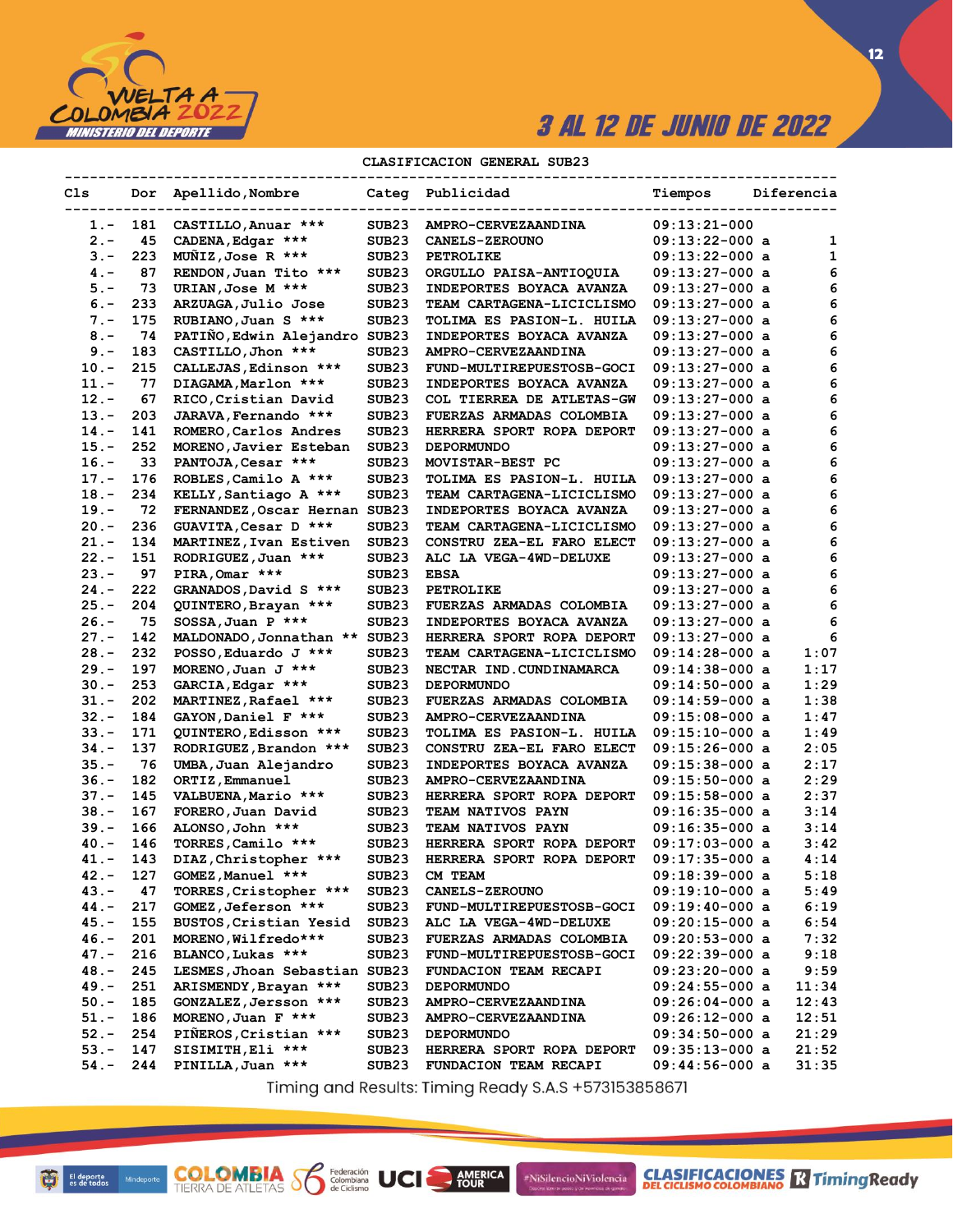# CLASIFICACION GENERAL SUB23

| Cls | Dor | Apellido,Nombre | Categ | Publicidad | Tiempos | | Diferencia |
|---|---|---|---|---|---|---|---|
| 1.- | 181 | CASTILLO,Anuar *** | SUB23 | AMPRO-CERVEZAANDINA | 09:13:21-000 | | |
| 2.- | 45 | CADENA,Edgar *** | SUB23 | CANELS-ZEROUNO | 09:13:22-000 | a | 1 |
| 3.- | 223 | MUÑIZ,Jose R *** | SUB23 | PETROLIKE | 09:13:22-000 | a | 1 |
| 4.- | 87 | RENDON,Juan Tito *** | SUB23 | ORGULLO PAISA-ANTIOQUIA | 09:13:27-000 | a | 6 |
| 5.- | 73 | URIAN,Jose M *** | SUB23 | INDEPORTES BOYACA AVANZA | 09:13:27-000 | a | 6 |
| 6.- | 233 | ARZUAGA,Julio Jose | SUB23 | TEAM CARTAGENA-LICICLISMO | 09:13:27-000 | a | 6 |
| 7.- | 175 | RUBIANO,Juan S *** | SUB23 | TOLIMA ES PASION-L. HUILA | 09:13:27-000 | a | 6 |
| 8.- | 74 | PATIÑO,Edwin Alejandro | SUB23 | INDEPORTES BOYACA AVANZA | 09:13:27-000 | a | 6 |
| 9.- | 183 | CASTILLO,Jhon *** | SUB23 | AMPRO-CERVEZAANDINA | 09:13:27-000 | a | 6 |
| 10.- | 215 | CALLEJAS,Edinson *** | SUB23 | FUND-MULTIREPUESTOSB-GOCI | 09:13:27-000 | a | 6 |
| 11.- | 77 | DIAGAMA,Marlon *** | SUB23 | INDEPORTES BOYACA AVANZA | 09:13:27-000 | a | 6 |
| 12.- | 67 | RICO,Cristian David | SUB23 | COL TIERREA DE ATLETAS-GW | 09:13:27-000 | a | 6 |
| 13.- | 203 | JARAVA,Fernando *** | SUB23 | FUERZAS ARMADAS COLOMBIA | 09:13:27-000 | a | 6 |
| 14.- | 141 | ROMERO,Carlos Andres | SUB23 | HERRERA SPORT ROPA DEPORT | 09:13:27-000 | a | 6 |
| 15.- | 252 | MORENO,Javier Esteban | SUB23 | DEPORMUNDO | 09:13:27-000 | a | 6 |
| 16.- | 33 | PANTOJA,Cesar *** | SUB23 | MOVISTAR-BEST PC | 09:13:27-000 | a | 6 |
| 17.- | 176 | ROBLES,Camilo A *** | SUB23 | TOLIMA ES PASION-L. HUILA | 09:13:27-000 | a | 6 |
| 18.- | 234 | KELLY,Santiago A *** | SUB23 | TEAM CARTAGENA-LICICLISMO | 09:13:27-000 | a | 6 |
| 19.- | 72 | FERNANDEZ,Oscar Hernan | SUB23 | INDEPORTES BOYACA AVANZA | 09:13:27-000 | a | 6 |
| 20.- | 236 | GUAVITA,Cesar D *** | SUB23 | TEAM CARTAGENA-LICICLISMO | 09:13:27-000 | a | 6 |
| 21.- | 134 | MARTINEZ,Ivan Estiven | SUB23 | CONSTRU ZEA-EL FARO ELECT | 09:13:27-000 | a | 6 |
| 22.- | 151 | RODRIGUEZ,Juan *** | SUB23 | ALC LA VEGA-4WD-DELUXE | 09:13:27-000 | a | 6 |
| 23.- | 97 | PIRA,Omar *** | SUB23 | EBSA | 09:13:27-000 | a | 6 |
| 24.- | 222 | GRANADOS,David S *** | SUB23 | PETROLIKE | 09:13:27-000 | a | 6 |
| 25.- | 204 | QUINTERO,Brayan *** | SUB23 | FUERZAS ARMADAS COLOMBIA | 09:13:27-000 | a | 6 |
| 26.- | 75 | SOSSA,Juan P *** | SUB23 | INDEPORTES BOYACA AVANZA | 09:13:27-000 | a | 6 |
| 27.- | 142 | MALDONADO,Jonnathan ** | SUB23 | HERRERA SPORT ROPA DEPORT | 09:13:27-000 | a | 6 |
| 28.- | 232 | POSSO,Eduardo J *** | SUB23 | TEAM CARTAGENA-LICICLISMO | 09:14:28-000 | a | 1:07 |
| 29.- | 197 | MORENO,Juan J *** | SUB23 | NECTAR IND.CUNDINAMARCA | 09:14:38-000 | a | 1:17 |
| 30.- | 253 | GARCIA,Edgar *** | SUB23 | DEPORMUNDO | 09:14:50-000 | a | 1:29 |
| 31.- | 202 | MARTINEZ,Rafael *** | SUB23 | FUERZAS ARMADAS COLOMBIA | 09:14:59-000 | a | 1:38 |
| 32.- | 184 | GAYON,Daniel F *** | SUB23 | AMPRO-CERVEZAANDINA | 09:15:08-000 | a | 1:47 |
| 33.- | 171 | QUINTERO,Edisson *** | SUB23 | TOLIMA ES PASION-L. HUILA | 09:15:10-000 | a | 1:49 |
| 34.- | 137 | RODRIGUEZ,Brandon *** | SUB23 | CONSTRU ZEA-EL FARO ELECT | 09:15:26-000 | a | 2:05 |
| 35.- | 76 | UMBA,Juan Alejandro | SUB23 | INDEPORTES BOYACA AVANZA | 09:15:38-000 | a | 2:17 |
| 36.- | 182 | ORTIZ,Emmanuel | SUB23 | AMPRO-CERVEZAANDINA | 09:15:50-000 | a | 2:29 |
| 37.- | 145 | VALBUENA,Mario *** | SUB23 | HERRERA SPORT ROPA DEPORT | 09:15:58-000 | a | 2:37 |
| 38.- | 167 | FORERO,Juan David | SUB23 | TEAM NATIVOS PAYN | 09:16:35-000 | a | 3:14 |
| 39.- | 166 | ALONSO,John *** | SUB23 | TEAM NATIVOS PAYN | 09:16:35-000 | a | 3:14 |
| 40.- | 146 | TORRES,Camilo *** | SUB23 | HERRERA SPORT ROPA DEPORT | 09:17:03-000 | a | 3:42 |
| 41.- | 143 | DIAZ,Christopher *** | SUB23 | HERRERA SPORT ROPA DEPORT | 09:17:35-000 | a | 4:14 |
| 42.- | 127 | GOMEZ,Manuel *** | SUB23 | CM TEAM | 09:18:39-000 | a | 5:18 |
| 43.- | 47 | TORRES,Cristopher *** | SUB23 | CANELS-ZEROUNO | 09:19:10-000 | a | 5:49 |
| 44.- | 217 | GOMEZ,Jeferson *** | SUB23 | FUND-MULTIREPUESTOSB-GOCI | 09:19:40-000 | a | 6:19 |
| 45.- | 155 | BUSTOS,Cristian Yesid | SUB23 | ALC LA VEGA-4WD-DELUXE | 09:20:15-000 | a | 6:54 |
| 46.- | 201 | MORENO,Wilfredo*** | SUB23 | FUERZAS ARMADAS COLOMBIA | 09:20:53-000 | a | 7:32 |
| 47.- | 216 | BLANCO,Lukas *** | SUB23 | FUND-MULTIREPUESTOSB-GOCI | 09:22:39-000 | a | 9:18 |
| 48.- | 245 | LESMES,Jhoan Sebastian | SUB23 | FUNDACION TEAM RECAPI | 09:23:20-000 | a | 9:59 |
| 49.- | 251 | ARISMENDY,Brayan *** | SUB23 | DEPORMUNDO | 09:24:55-000 | a | 11:34 |
| 50.- | 185 | GONZALEZ,Jersson *** | SUB23 | AMPRO-CERVEZAANDINA | 09:26:04-000 | a | 12:43 |
| 51.- | 186 | MORENO,Juan F *** | SUB23 | AMPRO-CERVEZAANDINA | 09:26:12-000 | a | 12:51 |
| 52.- | 254 | PIÑEROS,Cristian *** | SUB23 | DEPORMUNDO | 09:34:50-000 | a | 21:29 |
| 53.- | 147 | SISIMITH,Eli *** | SUB23 | HERRERA SPORT ROPA DEPORT | 09:35:13-000 | a | 21:52 |
| 54.- | 244 | PINILLA,Juan *** | SUB23 | FUNDACION TEAM RECAPI | 09:44:56-000 | a | 31:35 |

Timing and Results: Timing Ready S.A.S +573153858671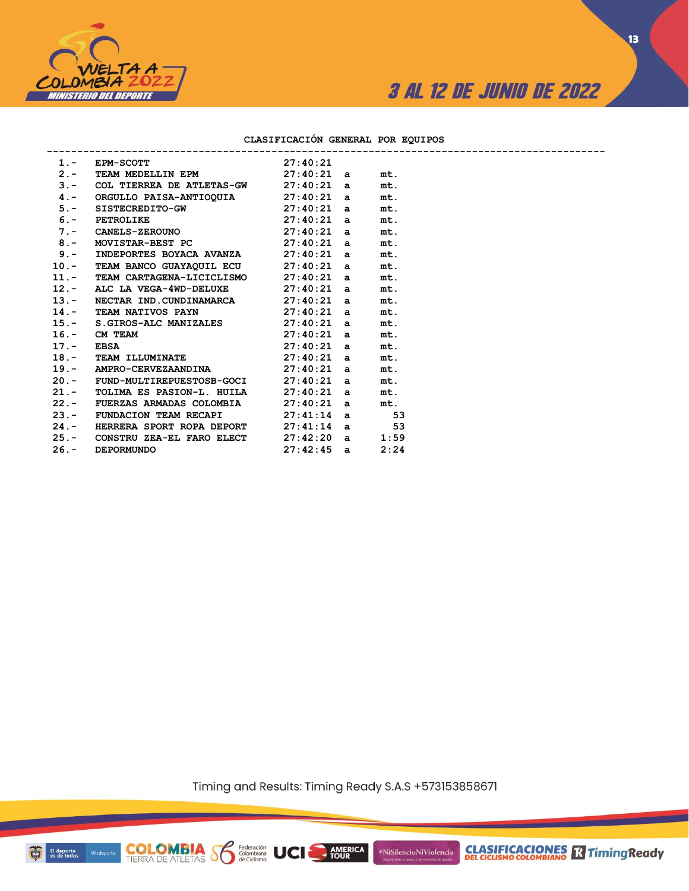## CLASIFICACIÓN GENERAL POR EQUIPOS

| Pos. | Equipo | Tiempo | | Dif. |
|---|---|---|---|---|
| 1.- | EPM-SCOTT | 27:40:21 | | |
| 2.- | TEAM MEDELLIN EPM | 27:40:21 | a | mt. |
| 3.- | COL TIERREA DE ATLETAS-GW | 27:40:21 | a | mt. |
| 4.- | ORGULLO PAISA-ANTIOQUIA | 27:40:21 | a | mt. |
| 5.- | SISTECREDITO-GW | 27:40:21 | a | mt. |
| 6.- | PETROLIKE | 27:40:21 | a | mt. |
| 7.- | CANELS-ZEROUNO | 27:40:21 | a | mt. |
| 8.- | MOVISTAR-BEST PC | 27:40:21 | a | mt. |
| 9.- | INDEPORTES BOYACA AVANZA | 27:40:21 | a | mt. |
| 10.- | TEAM BANCO GUAYAQUIL ECU | 27:40:21 | a | mt. |
| 11.- | TEAM CARTAGENA-LICICLISMO | 27:40:21 | a | mt. |
| 12.- | ALC LA VEGA-4WD-DELUXE | 27:40:21 | a | mt. |
| 13.- | NECTAR IND.CUNDINAMARCA | 27:40:21 | a | mt. |
| 14.- | TEAM NATIVOS PAYN | 27:40:21 | a | mt. |
| 15.- | S.GIROS-ALC MANIZALES | 27:40:21 | a | mt. |
| 16.- | CM TEAM | 27:40:21 | a | mt. |
| 17.- | EBSA | 27:40:21 | a | mt. |
| 18.- | TEAM ILLUMINATE | 27:40:21 | a | mt. |
| 19.- | AMPRO-CERVEZAANDINA | 27:40:21 | a | mt. |
| 20.- | FUND-MULTIREPUESTOSB-GOCI | 27:40:21 | a | mt. |
| 21.- | TOLIMA ES PASION-L. HUILA | 27:40:21 | a | mt. |
| 22.- | FUERZAS ARMADAS COLOMBIA | 27:40:21 | a | mt. |
| 23.- | FUNDACION TEAM RECAPI | 27:41:14 | a | 53 |
| 24.- | HERRERA SPORT ROPA DEPORT | 27:41:14 | a | 53 |
| 25.- | CONSTRU ZEA-EL FARO ELECT | 27:42:20 | a | 1:59 |
| 26.- | DEPORMUNDO | 27:42:45 | a | 2:24 |

Timing and Results: Timing Ready S.A.S +573153858671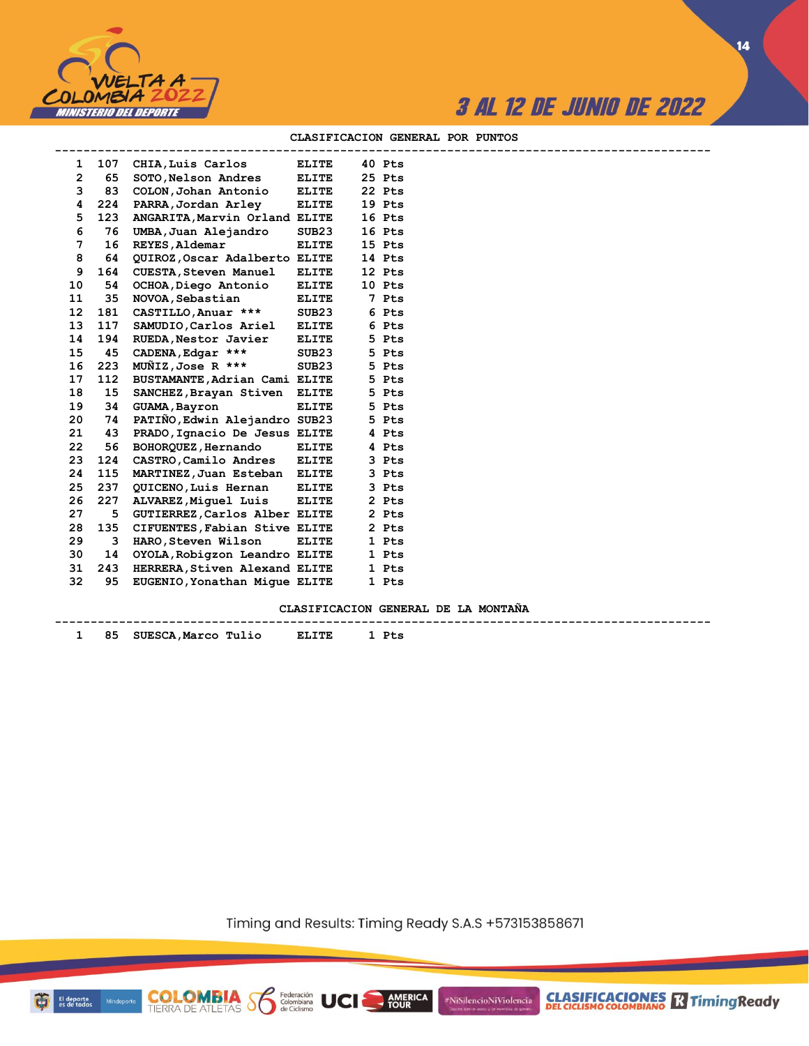## CLASIFICACION GENERAL POR PUNTOS

| Pos | Dorsal | Nombre | Categoría | Puntos |
|---|---|---|---|---|
| 1 | 107 | CHIA,Luis Carlos | ELITE | 40 Pts |
| 2 | 65 | SOTO,Nelson Andres | ELITE | 25 Pts |
| 3 | 83 | COLON,Johan Antonio | ELITE | 22 Pts |
| 4 | 224 | PARRA,Jordan Arley | ELITE | 19 Pts |
| 5 | 123 | ANGARITA,Marvin Orland | ELITE | 16 Pts |
| 6 | 76 | UMBA,Juan Alejandro | SUB23 | 16 Pts |
| 7 | 16 | REYES,Aldemar | ELITE | 15 Pts |
| 8 | 64 | QUIROZ,Oscar Adalberto | ELITE | 14 Pts |
| 9 | 164 | CUESTA,Steven Manuel | ELITE | 12 Pts |
| 10 | 54 | OCHOA,Diego Antonio | ELITE | 10 Pts |
| 11 | 35 | NOVOA,Sebastian | ELITE | 7 Pts |
| 12 | 181 | CASTILLO,Anuar *** | SUB23 | 6 Pts |
| 13 | 117 | SAMUDIO,Carlos Ariel | ELITE | 6 Pts |
| 14 | 194 | RUEDA,Nestor Javier | ELITE | 5 Pts |
| 15 | 45 | CADENA,Edgar *** | SUB23 | 5 Pts |
| 16 | 223 | MUÑIZ,Jose R *** | SUB23 | 5 Pts |
| 17 | 112 | BUSTAMANTE,Adrian Cami | ELITE | 5 Pts |
| 18 | 15 | SANCHEZ,Brayan Stiven | ELITE | 5 Pts |
| 19 | 34 | GUAMA,Bayron | ELITE | 5 Pts |
| 20 | 74 | PATIÑO,Edwin Alejandro | SUB23 | 5 Pts |
| 21 | 43 | PRADO,Ignacio De Jesus | ELITE | 4 Pts |
| 22 | 56 | BOHORQUEZ,Hernando | ELITE | 4 Pts |
| 23 | 124 | CASTRO,Camilo Andres | ELITE | 3 Pts |
| 24 | 115 | MARTINEZ,Juan Esteban | ELITE | 3 Pts |
| 25 | 237 | QUICENO,Luis Hernan | ELITE | 3 Pts |
| 26 | 227 | ALVAREZ,Miguel Luis | ELITE | 2 Pts |
| 27 | 5 | GUTIERREZ,Carlos Alber | ELITE | 2 Pts |
| 28 | 135 | CIFUENTES,Fabian Stive | ELITE | 2 Pts |
| 29 | 3 | HARO,Steven Wilson | ELITE | 1 Pts |
| 30 | 14 | OYOLA,Robigzon Leandro | ELITE | 1 Pts |
| 31 | 243 | HERRERA,Stiven Alexand | ELITE | 1 Pts |
| 32 | 95 | EUGENIO,Yonathan Migue | ELITE | 1 Pts |

## CLASIFICACION GENERAL DE LA MONTAÑA

| Pos | Dorsal | Nombre | Categoría | Puntos |
|---|---|---|---|---|
| 1 | 85 | SUESCA,Marco Tulio | ELITE | 1 Pts |

Timing and Results: Timing Ready S.A.S +573153858671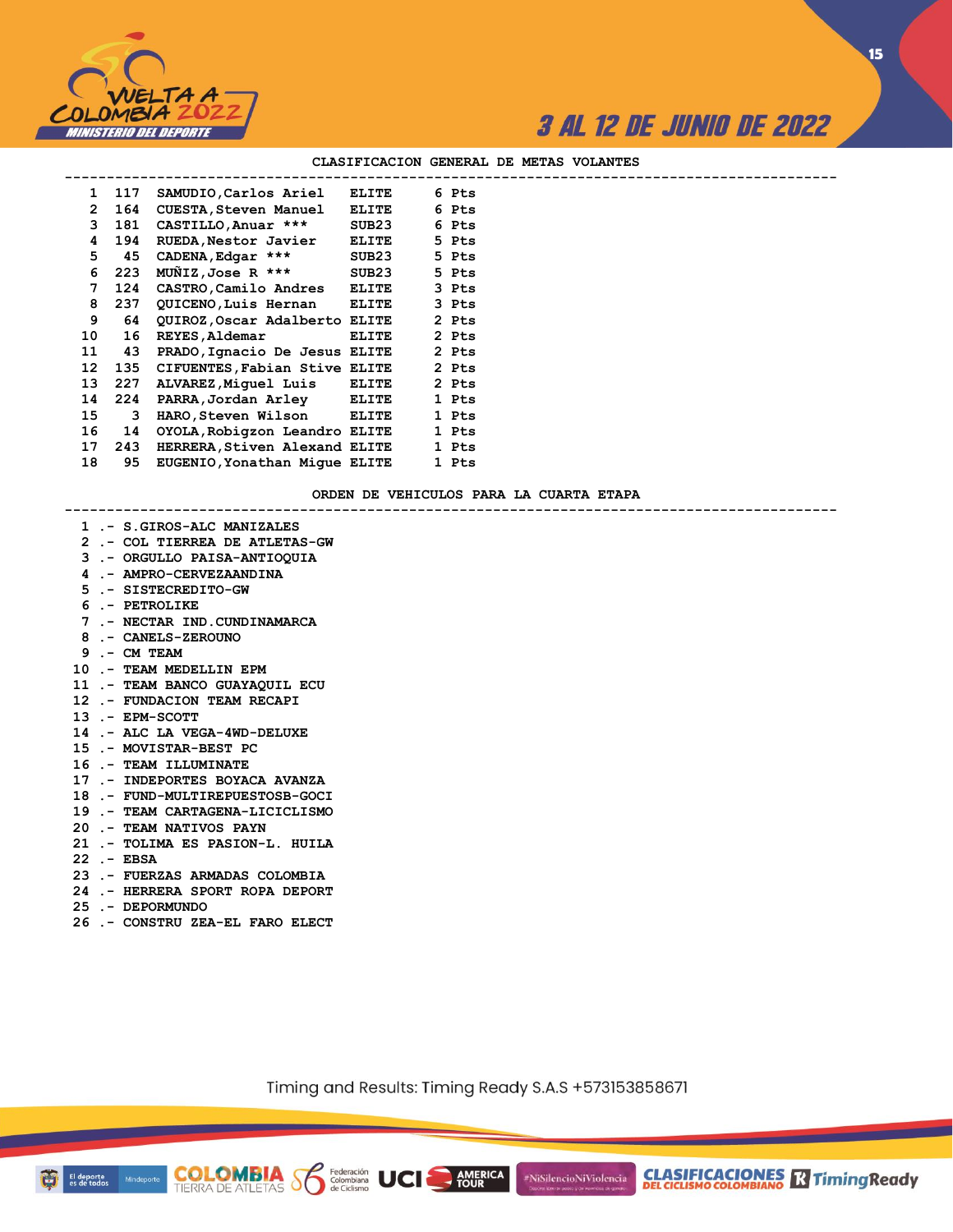## CLASIFICACION GENERAL DE METAS VOLANTES

| Pos | No. | Nombre | Cat | Pts |
|---|---|---|---|---|
| 1 | 117 | SAMUDIO,Carlos Ariel | ELITE | 6 Pts |
| 2 | 164 | CUESTA,Steven Manuel | ELITE | 6 Pts |
| 3 | 181 | CASTILLO,Anuar *** | SUB23 | 6 Pts |
| 4 | 194 | RUEDA,Nestor Javier | ELITE | 5 Pts |
| 5 | 45 | CADENA,Edgar *** | SUB23 | 5 Pts |
| 6 | 223 | MUÑIZ,Jose R *** | SUB23 | 5 Pts |
| 7 | 124 | CASTRO,Camilo Andres | ELITE | 3 Pts |
| 8 | 237 | QUICENO,Luis Hernan | ELITE | 3 Pts |
| 9 | 64 | QUIROZ,Oscar Adalberto | ELITE | 2 Pts |
| 10 | 16 | REYES,Aldemar | ELITE | 2 Pts |
| 11 | 43 | PRADO,Ignacio De Jesus | ELITE | 2 Pts |
| 12 | 135 | CIFUENTES,Fabian Stive | ELITE | 2 Pts |
| 13 | 227 | ALVAREZ,Miguel Luis | ELITE | 2 Pts |
| 14 | 224 | PARRA,Jordan Arley | ELITE | 1 Pts |
| 15 | 3 | HARO,Steven Wilson | ELITE | 1 Pts |
| 16 | 14 | OYOLA,Robigzon Leandro | ELITE | 1 Pts |
| 17 | 243 | HERRERA,Stiven Alexand | ELITE | 1 Pts |
| 18 | 95 | EUGENIO,Yonathan Migue | ELITE | 1 Pts |

## ORDEN DE VEHICULOS PARA LA CUARTA ETAPA

1 .- S.GIROS-ALC MANIZALES
2 .- COL TIERREA DE ATLETAS-GW
3 .- ORGULLO PAISA-ANTIOQUIA
4 .- AMPRO-CERVEZAANDINA
5 .- SISTECREDITO-GW
6 .- PETROLIKE
7 .- NECTAR IND.CUNDINAMARCA
8 .- CANELS-ZEROUNO
9 .- CM TEAM
10 .- TEAM MEDELLIN EPM
11 .- TEAM BANCO GUAYAQUIL ECU
12 .- FUNDACION TEAM RECAPI
13 .- EPM-SCOTT
14 .- ALC LA VEGA-4WD-DELUXE
15 .- MOVISTAR-BEST PC
16 .- TEAM ILLUMINATE
17 .- INDEPORTES BOYACA AVANZA
18 .- FUND-MULTIREPUESTOSB-GOCI
19 .- TEAM CARTAGENA-LICICLISMO
20 .- TEAM NATIVOS PAYN
21 .- TOLIMA ES PASION-L. HUILA
22 .- EBSA
23 .- FUERZAS ARMADAS COLOMBIA
24 .- HERRERA SPORT ROPA DEPORT
25 .- DEPORMUNDO
26 .- CONSTRU ZEA-EL FARO ELECT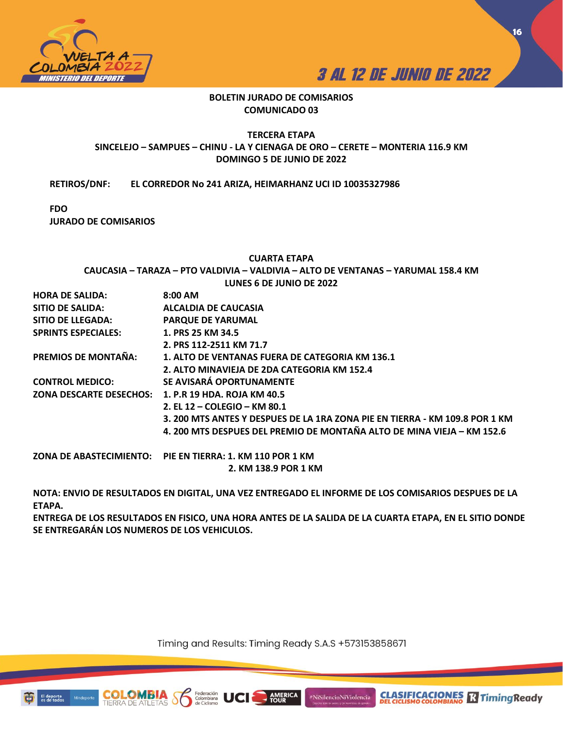**BOLETIN JURADO DE COMISARIOS**
**COMUNICADO 03**

**TERCERA ETAPA**
**SINCELEJO – SAMPUES – CHINU - LA Y CIENAGA DE ORO – CERETE – MONTERIA 116.9 KM**
**DOMINGO 5 DE JUNIO DE 2022**

**RETIROS/DNF:** **EL CORREDOR No 241 ARIZA, HEIMARHANZ UCI ID 10035327986**

**FDO**
**JURADO DE COMISARIOS**

**CUARTA ETAPA**
**CAUCASIA – TARAZA – PTO VALDIVIA – VALDIVIA – ALTO DE VENTANAS – YARUMAL 158.4 KM**
**LUNES 6 DE JUNIO DE 2022**

| | |
|---|---|
| **HORA DE SALIDA:** | **8:00 AM** |
| **SITIO DE SALIDA:** | **ALCALDIA DE CAUCASIA** |
| **SITIO DE LLEGADA:** | **PARQUE DE YARUMAL** |
| **SPRINTS ESPECIALES:** | **1. PRS 25 KM 34.5** |
| | **2. PRS 112-2511 KM 71.7** |
| **PREMIOS DE MONTAÑA:** | **1. ALTO DE VENTANAS FUERA DE CATEGORIA KM 136.1** |
| | **2. ALTO MINAVIEJA DE 2DA CATEGORIA KM 152.4** |
| **CONTROL MEDICO:** | **SE AVISARÁ OPORTUNAMENTE** |
| **ZONA DESCARTE DESECHOS:** | **1. P.R 19 HDA. ROJA KM 40.5** |
| | **2. EL 12 – COLEGIO – KM 80.1** |
| | **3. 200 MTS ANTES Y DESPUES DE LA 1RA ZONA PIE EN TIERRA - KM 109.8 POR 1 KM** |
| | **4. 200 MTS DESPUES DEL PREMIO DE MONTAÑA ALTO DE MINA VIEJA – KM 152.6** |
| **ZONA DE ABASTECIMIENTO:** | **PIE EN TIERRA: 1. KM 110 POR 1 KM** |
| | **2. KM 138.9 POR 1 KM** |

**NOTA: ENVIO DE RESULTADOS EN DIGITAL, UNA VEZ ENTREGADO EL INFORME DE LOS COMISARIOS DESPUES DE LA ETAPA.**
**ENTREGA DE LOS RESULTADOS EN FISICO, UNA HORA ANTES DE LA SALIDA DE LA CUARTA ETAPA, EN EL SITIO DONDE SE ENTREGARÁN LOS NUMEROS DE LOS VEHICULOS.**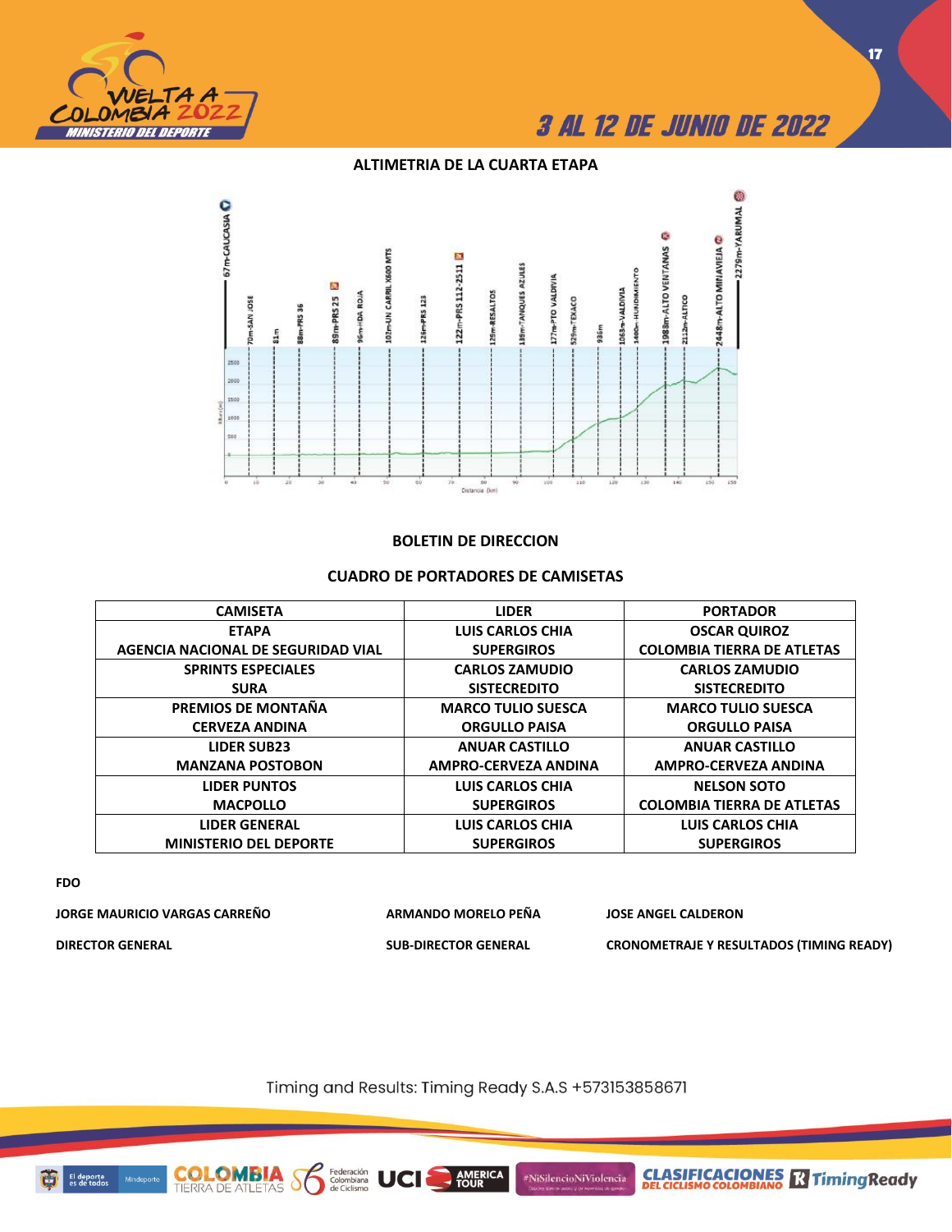## ALTIMETRIA DE LA CUARTA ETAPA

## BOLETIN DE DIRECCION

### CUADRO DE PORTADORES DE CAMISETAS

| CAMISETA | LIDER | PORTADOR |
|---|---|---|
| ETAPA<br>AGENCIA NACIONAL DE SEGURIDAD VIAL | LUIS CARLOS CHIA<br>SUPERGIROS | OSCAR QUIROZ<br>COLOMBIA TIERRA DE ATLETAS |
| SPRINTS ESPECIALES<br>SURA | CARLOS ZAMUDIO<br>SISTECREDITO | CARLOS ZAMUDIO<br>SISTECREDITO |
| PREMIOS DE MONTAÑA<br>CERVEZA ANDINA | MARCO TULIO SUESCA<br>ORGULLO PAISA | MARCO TULIO SUESCA<br>ORGULLO PAISA |
| LIDER SUB23<br>MANZANA POSTOBON | ANUAR CASTILLO<br>AMPRO-CERVEZA ANDINA | ANUAR CASTILLO<br>AMPRO-CERVEZA ANDINA |
| LIDER PUNTOS<br>MACPOLLO | LUIS CARLOS CHIA<br>SUPERGIROS | NELSON SOTO<br>COLOMBIA TIERRA DE ATLETAS |
| LIDER GENERAL<br>MINISTERIO DEL DEPORTE | LUIS CARLOS CHIA<br>SUPERGIROS | LUIS CARLOS CHIA<br>SUPERGIROS |

**FDO**

| | | |
|---|---|---|
| **JORGE MAURICIO VARGAS CARREÑO** | **ARMANDO MORELO PEÑA** | **JOSE ANGEL CALDERON** |
| **DIRECTOR GENERAL** | **SUB-DIRECTOR GENERAL** | **CRONOMETRAJE Y RESULTADOS (TIMING READY)** |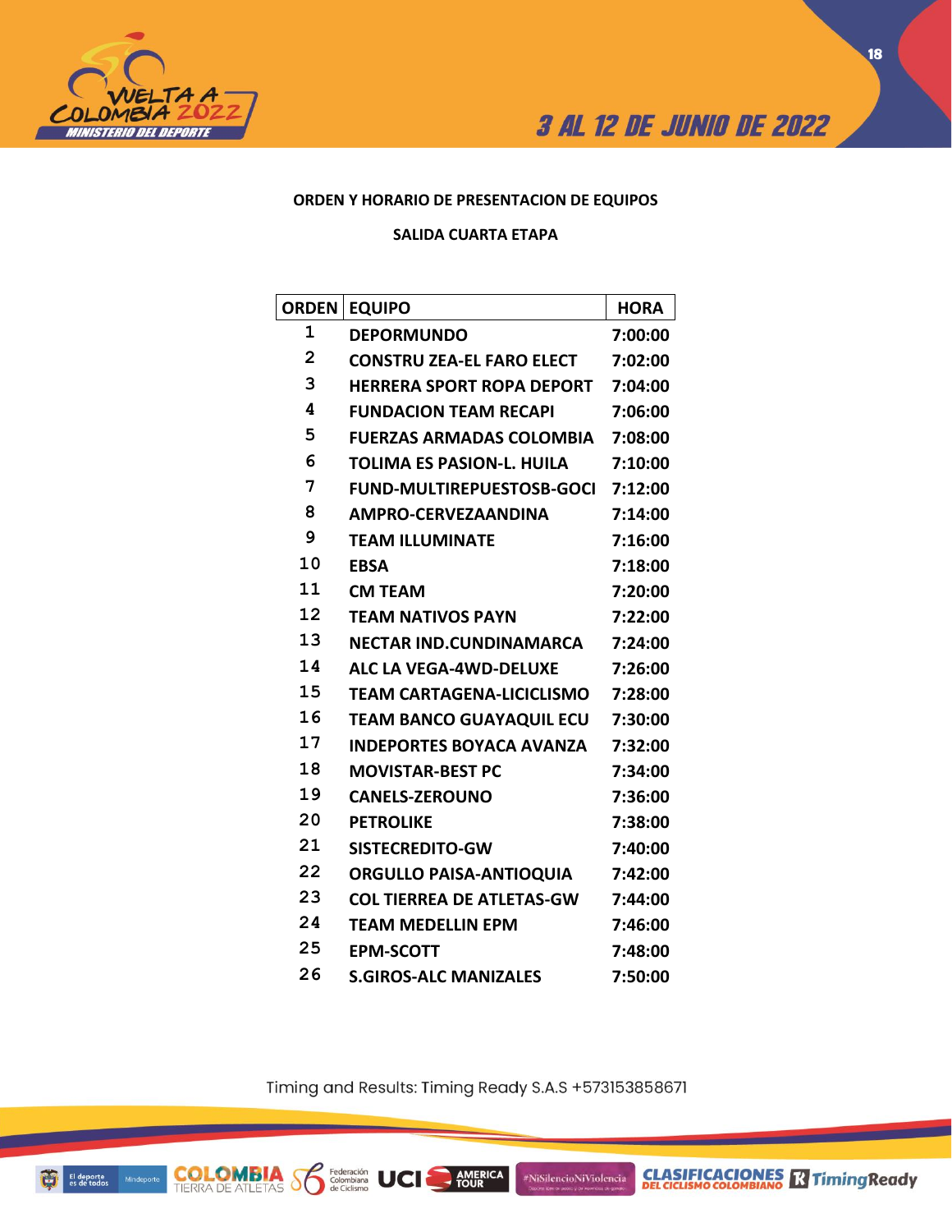**ORDEN Y HORARIO DE PRESENTACION DE EQUIPOS**

**SALIDA CUARTA ETAPA**

| ORDEN | EQUIPO | HORA |
|---|---|---|
| 1 | DEPORMUNDO | 7:00:00 |
| 2 | CONSTRU ZEA-EL FARO ELECT | 7:02:00 |
| 3 | HERRERA SPORT ROPA DEPORT | 7:04:00 |
| 4 | FUNDACION TEAM RECAPI | 7:06:00 |
| 5 | FUERZAS ARMADAS COLOMBIA | 7:08:00 |
| 6 | TOLIMA ES PASION-L. HUILA | 7:10:00 |
| 7 | FUND-MULTIREPUESTOSB-GOCI | 7:12:00 |
| 8 | AMPRO-CERVEZAANDINA | 7:14:00 |
| 9 | TEAM ILLUMINATE | 7:16:00 |
| 10 | EBSA | 7:18:00 |
| 11 | CM TEAM | 7:20:00 |
| 12 | TEAM NATIVOS PAYN | 7:22:00 |
| 13 | NECTAR IND.CUNDINAMARCA | 7:24:00 |
| 14 | ALC LA VEGA-4WD-DELUXE | 7:26:00 |
| 15 | TEAM CARTAGENA-LICICLISMO | 7:28:00 |
| 16 | TEAM BANCO GUAYAQUIL ECU | 7:30:00 |
| 17 | INDEPORTES BOYACA AVANZA | 7:32:00 |
| 18 | MOVISTAR-BEST PC | 7:34:00 |
| 19 | CANELS-ZEROUNO | 7:36:00 |
| 20 | PETROLIKE | 7:38:00 |
| 21 | SISTECREDITO-GW | 7:40:00 |
| 22 | ORGULLO PAISA-ANTIOQUIA | 7:42:00 |
| 23 | COL TIERREA DE ATLETAS-GW | 7:44:00 |
| 24 | TEAM MEDELLIN EPM | 7:46:00 |
| 25 | EPM-SCOTT | 7:48:00 |
| 26 | S.GIROS-ALC MANIZALES | 7:50:00 |

Timing and Results: Timing Ready S.A.S +573153858671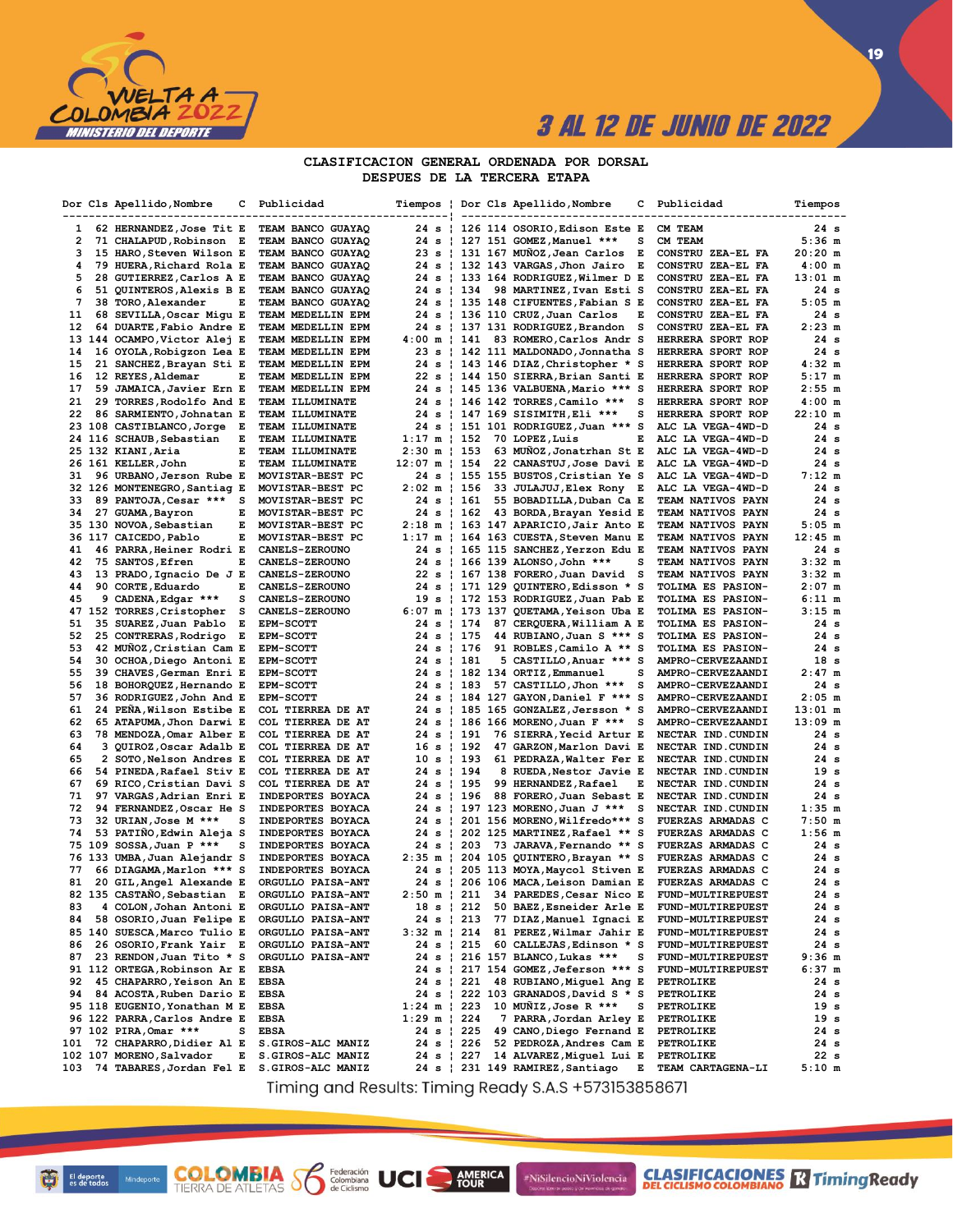## CLASIFICACION GENERAL ORDENADA POR DORSAL
## DESPUES DE LA TERCERA ETAPA

| Dor | Cls | Apellido,Nombre | C | Publicidad | Tiempos |
|---|---|---|---|---|---|
| 1 | 62 | HERNANDEZ,Jose Tit | E | TEAM BANCO GUAYAQ | 24 s |
| 2 | 71 | CHALAPUD,Robinson | E | TEAM BANCO GUAYAQ | 24 s |
| 3 | 15 | HARO,Steven Wilson | E | TEAM BANCO GUAYAQ | 23 s |
| 4 | 79 | HUERA,Richard Rola | E | TEAM BANCO GUAYAQ | 24 s |
| 5 | 28 | GUTIERREZ,Carlos A | E | TEAM BANCO GUAYAQ | 24 s |
| 6 | 51 | QUINTEROS,Alexis B | E | TEAM BANCO GUAYAQ | 24 s |
| 7 | 38 | TORO,Alexander | E | TEAM BANCO GUAYAQ | 24 s |
| 11 | 68 | SEVILLA,Oscar Migu | E | TEAM MEDELLIN EPM | 24 s |
| 12 | 64 | DUARTE,Fabio Andre | E | TEAM MEDELLIN EPM | 24 s |
| 13 | 144 | OCAMPO,Victor Alej | E | TEAM MEDELLIN EPM | 4:00 m |
| 14 | 16 | OYOLA,Robigzon Lea | E | TEAM MEDELLIN EPM | 23 s |
| 15 | 21 | SANCHEZ,Brayan Sti | E | TEAM MEDELLIN EPM | 24 s |
| 16 | 12 | REYES,Aldemar | E | TEAM MEDELLIN EPM | 22 s |
| 17 | 59 | JAMAICA,Javier Ern | E | TEAM MEDELLIN EPM | 24 s |
| 21 | 29 | TORRES,Rodolfo And | E | TEAM ILLUMINATE | 24 s |
| 22 | 86 | SARMIENTO,Johnatan | E | TEAM ILLUMINATE | 24 s |
| 23 | 108 | CASTIBLANCO,Jorge | E | TEAM ILLUMINATE | 24 s |
| 24 | 116 | SCHAUB,Sebastian | E | TEAM ILLUMINATE | 1:17 m |
| 25 | 132 | KIANI,Aria | E | TEAM ILLUMINATE | 2:30 m |
| 26 | 161 | KELLER,John | E | TEAM ILLUMINATE | 12:07 m |
| 31 | 96 | URBANO,Jerson Rube | E | MOVISTAR-BEST PC | 24 s |
| 32 | 126 | MONTENEGRO,Santiag | E | MOVISTAR-BEST PC | 2:02 m |
| 33 | 89 | PANTOJA,Cesar *** | S | MOVISTAR-BEST PC | 24 s |
| 34 | 27 | GUAMA,Bayron | E | MOVISTAR-BEST PC | 24 s |
| 35 | 130 | NOVOA,Sebastian | E | MOVISTAR-BEST PC | 2:18 m |
| 36 | 117 | CAICEDO,Pablo | E | MOVISTAR-BEST PC | 1:17 m |
| 41 | 46 | PARRA,Heiner Rodri | E | CANELS-ZEROUNO | 24 s |
| 42 | 75 | SANTOS,Efren | E | CANELS-ZEROUNO | 24 s |
| 43 | 13 | PRADO,Ignacio De J | E | CANELS-ZEROUNO | 22 s |
| 44 | 90 | CORTE,Eduardo | E | CANELS-ZEROUNO | 24 s |
| 45 | 9 | CADENA,Edgar *** | S | CANELS-ZEROUNO | 19 s |
| 47 | 152 | TORRES,Cristopher | S | CANELS-ZEROUNO | 6:07 m |
| 51 | 35 | SUAREZ,Juan Pablo | E | EPM-SCOTT | 24 s |
| 52 | 25 | CONTRERAS,Rodrigo | E | EPM-SCOTT | 24 s |
| 53 | 42 | MUÑOZ,Cristian Cam | E | EPM-SCOTT | 24 s |
| 54 | 30 | OCHOA,Diego Antoni | E | EPM-SCOTT | 24 s |
| 55 | 39 | CHAVES,German Enri | E | EPM-SCOTT | 24 s |
| 56 | 18 | BOHORQUEZ,Hernando | E | EPM-SCOTT | 24 s |
| 57 | 36 | RODRIGUEZ,John And | E | EPM-SCOTT | 24 s |
| 61 | 24 | PEÑA,Wilson Estibe | E | COL TIERREA DE AT | 24 s |
| 62 | 65 | ATAPUMA,Jhon Darwi | E | COL TIERREA DE AT | 24 s |
| 63 | 78 | MENDOZA,Omar Alber | E | COL TIERREA DE AT | 24 s |
| 64 | 3 | QUIROZ,Oscar Adalb | E | COL TIERREA DE AT | 16 s |
| 65 | 2 | SOTO,Nelson Andres | E | COL TIERREA DE AT | 10 s |
| 66 | 54 | PINEDA,Rafael Stiv | E | COL TIERREA DE AT | 24 s |
| 67 | 69 | RICO,Cristian Davi | S | COL TIERREA DE AT | 24 s |
| 71 | 97 | VARGAS,Adrian Enri | E | INDEPORTES BOYACA | 24 s |
| 72 | 94 | FERNANDEZ,Oscar He | S | INDEPORTES BOYACA | 24 s |
| 73 | 32 | URIAN,Jose M *** | S | INDEPORTES BOYACA | 24 s |
| 74 | 53 | PATIÑO,Edwin Aleja | S | INDEPORTES BOYACA | 24 s |
| 75 | 109 | SOSSA,Juan P *** | S | INDEPORTES BOYACA | 24 s |
| 76 | 133 | UMBA,Juan Alejandr | S | INDEPORTES BOYACA | 2:35 m |
| 77 | 66 | DIAGAMA,Marlon *** | S | INDEPORTES BOYACA | 24 s |
| 81 | 20 | GIL,Angel Alexande | E | ORGULLO PAISA-ANT | 24 s |
| 82 | 135 | CASTAÑO,Sebastian | E | ORGULLO PAISA-ANT | 2:50 m |
| 83 | 4 | COLON,Johan Antoni | E | ORGULLO PAISA-ANT | 18 s |
| 84 | 58 | OSORIO,Juan Felipe | E | ORGULLO PAISA-ANT | 24 s |
| 85 | 140 | SUESCA,Marco Tulio | E | ORGULLO PAISA-ANT | 3:32 m |
| 86 | 26 | OSORIO,Frank Yair | E | ORGULLO PAISA-ANT | 24 s |
| 87 | 23 | RENDON,Juan Tito * | S | ORGULLO PAISA-ANT | 24 s |
| 91 | 112 | ORTEGA,Robinson Ar | E | EBSA | 24 s |
| 92 | 45 | CHAPARRO,Yeison An | E | EBSA | 24 s |
| 94 | 84 | ACOSTA,Ruben Dario | E | EBSA | 24 s |
| 95 | 118 | EUGENIO,Yonathan M | E | EBSA | 1:24 m |
| 96 | 122 | PARRA,Carlos Andre | E | EBSA | 1:29 m |
| 97 | 102 | PIRA,Omar *** | S | EBSA | 24 s |
| 101 | 72 | CHAPARRO,Didier Al | E | S.GIROS-ALC MANIZ | 24 s |
| 102 | 107 | MORENO,Salvador | E | S.GIROS-ALC MANIZ | 24 s |
| 103 | 74 | TABARES,Jordan Fel | E | S.GIROS-ALC MANIZ | 24 s |
| 126 | 114 | OSORIO,Edison Este | E | CM TEAM | 24 s |
| 127 | 151 | GOMEZ,Manuel *** | S | CM TEAM | 5:36 m |
| 131 | 167 | MUÑOZ,Jean Carlos | E | CONSTRU ZEA-EL FA | 20:20 m |
| 132 | 143 | VARGAS,Jhon Jairo | E | CONSTRU ZEA-EL FA | 4:00 m |
| 133 | 164 | RODRIGUEZ,Wilmer D | E | CONSTRU ZEA-EL FA | 13:01 m |
| 134 | 98 | MARTINEZ,Ivan Esti | S | CONSTRU ZEA-EL FA | 24 s |
| 135 | 148 | CIFUENTES,Fabian S | E | CONSTRU ZEA-EL FA | 5:05 m |
| 136 | 110 | CRUZ,Juan Carlos | E | CONSTRU ZEA-EL FA | 24 s |
| 137 | 131 | RODRIGUEZ,Brandon | S | CONSTRU ZEA-EL FA | 2:23 m |
| 141 | 83 | ROMERO,Carlos Andr | S | HERRERA SPORT ROP | 24 s |
| 142 | 111 | MALDONADO,Jonnatha | S | HERRERA SPORT ROP | 24 s |
| 143 | 146 | DIAZ,Christopher * | S | HERRERA SPORT ROP | 4:32 m |
| 144 | 150 | SIERRA,Brian Santi | E | HERRERA SPORT ROP | 5:17 m |
| 145 | 136 | VALBUENA,Mario *** | S | HERRERA SPORT ROP | 2:55 m |
| 146 | 142 | TORRES,Camilo *** | S | HERRERA SPORT ROP | 4:00 m |
| 147 | 169 | SISIMITH,Eli *** | S | HERRERA SPORT ROP | 22:10 m |
| 151 | 101 | RODRIGUEZ,Juan *** | S | ALC LA VEGA-4WD-D | 24 s |
| 152 | 70 | LOPEZ,Luis | E | ALC LA VEGA-4WD-D | 24 s |
| 153 | 63 | MUÑOZ,Jonatrhan St | E | ALC LA VEGA-4WD-D | 24 s |
| 154 | 22 | CANASTUJ,Jose Davi | E | ALC LA VEGA-4WD-D | 24 s |
| 155 | 155 | BUSTOS,Cristian Ye | S | ALC LA VEGA-4WD-D | 7:12 m |
| 156 | 33 | JULAJUJ,Elex Rony | S | ALC LA VEGA-4WD-D | 24 s |
| 161 | 55 | BOBADILLA,Duban Ca | E | TEAM NATIVOS PAYN | 24 s |
| 162 | 43 | BORDA,Brayan Yesid | E | TEAM NATIVOS PAYN | 24 s |
| 163 | 147 | APARICIO,Jair Anto | E | TEAM NATIVOS PAYN | 5:05 m |
| 164 | 163 | CUESTA,Steven Manu | E | TEAM NATIVOS PAYN | 12:45 m |
| 165 | 115 | SANCHEZ,Yerzon Edu | E | TEAM NATIVOS PAYN | 24 s |
| 166 | 139 | ALONSO,John *** | S | TEAM NATIVOS PAYN | 3:32 m |
| 167 | 138 | FORERO,Juan David | S | TEAM NATIVOS PAYN | 3:32 m |
| 171 | 129 | QUINTERO,Edisson * | S | TOLIMA ES PASION- | 2:07 m |
| 172 | 153 | RODRIGUEZ,Juan Pab | E | TOLIMA ES PASION- | 6:11 m |
| 173 | 137 | QUETAMA,Yeison Uba | E | TOLIMA ES PASION- | 3:15 m |
| 174 | 87 | CERQUERA,William A | E | TOLIMA ES PASION- | 24 s |
| 175 | 44 | RUBIANO,Juan S *** | S | TOLIMA ES PASION- | 24 s |
| 176 | 91 | ROBLES,Camilo A ** | S | TOLIMA ES PASION- | 24 s |
| 181 | 5 | CASTILLO,Anuar *** | S | AMPRO-CERVEZAANDI | 18 s |
| 182 | 134 | ORTIZ,Emmanuel | S | AMPRO-CERVEZAANDI | 2:47 m |
| 183 | 57 | CASTILLO,Jhon *** | S | AMPRO-CERVEZAANDI | 24 s |
| 184 | 127 | GAYON,Daniel F *** | S | AMPRO-CERVEZAANDI | 2:05 m |
| 185 | 165 | GONZALEZ,Jersson * | S | AMPRO-CERVEZAANDI | 13:01 m |
| 186 | 166 | MORENO,Juan F *** | S | AMPRO-CERVEZAANDI | 13:09 m |
| 191 | 76 | SIERRA,Yecid Artur | E | NECTAR IND.CUNDIN | 24 s |
| 192 | 47 | GARZON,Marlon Davi | E | NECTAR IND.CUNDIN | 24 s |
| 193 | 61 | PEDRAZA,Walter Fer | E | NECTAR IND.CUNDIN | 24 s |
| 194 | 8 | RUEDA,Nestor Javie | E | NECTAR IND.CUNDIN | 19 s |
| 195 | 99 | HERNANDEZ,Rafael | E | NECTAR IND.CUNDIN | 24 s |
| 196 | 88 | FORERO,Juan Sebast | E | NECTAR IND.CUNDIN | 24 s |
| 197 | 123 | MORENO,Juan J *** | S | NECTAR IND.CUNDIN | 1:35 m |
| 201 | 156 | MORENO,Wilfredo*** | S | FUERZAS ARMADAS C | 7:50 m |
| 202 | 125 | MARTINEZ,Rafael ** | S | FUERZAS ARMADAS C | 1:56 m |
| 203 | 73 | JARAVA,Fernando ** | S | FUERZAS ARMADAS C | 24 s |
| 204 | 105 | QUINTERO,Brayan ** | S | FUERZAS ARMADAS C | 24 s |
| 205 | 113 | MOYA,Maycol Stiven | E | FUERZAS ARMADAS C | 24 s |
| 206 | 106 | MACA,Leison Damian | E | FUERZAS ARMADAS C | 24 s |
| 211 | 34 | PAREDES,Cesar Nico | E | FUND-MULTIREPUEST | 24 s |
| 212 | 50 | BAEZ,Esneider Arle | E | FUND-MULTIREPUEST | 24 s |
| 213 | 77 | DIAZ,Manuel Ignaci | E | FUND-MULTIREPUEST | 24 s |
| 214 | 81 | PEREZ,Wilmar Jahir | E | FUND-MULTIREPUEST | 24 s |
| 215 | 60 | CALLEJAS,Edinson * | S | FUND-MULTIREPUEST | 24 s |
| 216 | 157 | BLANCO,Lukas *** | S | FUND-MULTIREPUEST | 9:36 m |
| 217 | 154 | GOMEZ,Jeferson *** | S | FUND-MULTIREPUEST | 6:37 m |
| 221 | 48 | RUBIANO,Miguel Ang | E | PETROLIKE | 24 s |
| 222 | 103 | GRANADOS,David S * | S | PETROLIKE | 24 s |
| 223 | 10 | MUÑIZ,Jose R *** | S | PETROLIKE | 19 s |
| 224 | 7 | PARRA,Jordan Arley | E | PETROLIKE | 19 s |
| 225 | 49 | CANO,Diego Fernand | E | PETROLIKE | 24 s |
| 226 | 52 | PEDROZA,Andres Cam | E | PETROLIKE | 24 s |
| 227 | 14 | ALVAREZ,Miguel Lui | E | PETROLIKE | 22 s |
| 231 | 149 | RAMIREZ,Santiago | E | TEAM CARTAGENA-LI | 5:10 m |

Timing and Results: Timing Ready S.A.S +573153858671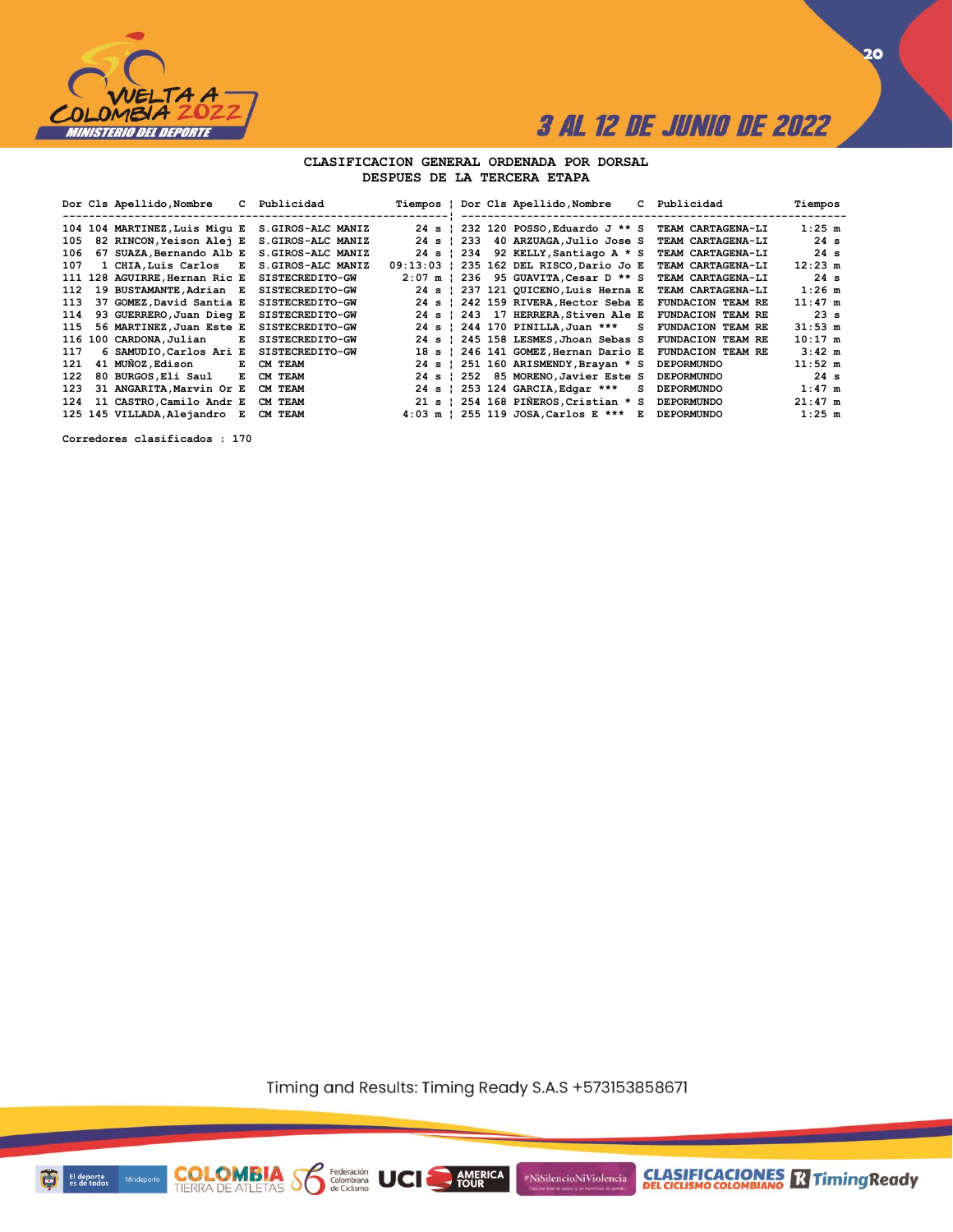## CLASIFICACION GENERAL ORDENADA POR DORSAL
## DESPUES DE LA TERCERA ETAPA

| Dor | Cls | Apellido,Nombre | C | Publicidad | Tiempos | Dor | Cls | Apellido,Nombre | C | Publicidad | Tiempos |
|---|---|---|---|---|---|---|---|---|---|---|---|
| 104 | 104 | MARTINEZ,Luis Migu | E | S.GIROS-ALC MANIZ | 24 s | 232 | 120 | POSSO,Eduardo J ** | S | TEAM CARTAGENA-LI | 1:25 m |
| 105 | 82 | RINCON,Yeison Alej | E | S.GIROS-ALC MANIZ | 24 s | 233 | 40 | ARZUAGA,Julio Jose | S | TEAM CARTAGENA-LI | 24 s |
| 106 | 67 | SUAZA,Bernando Alb | E | S.GIROS-ALC MANIZ | 24 s | 234 | 92 | KELLY,Santiago A * | S | TEAM CARTAGENA-LI | 24 s |
| 107 | 1 | CHIA,Luis Carlos | E | S.GIROS-ALC MANIZ | 09:13:03 | 235 | 162 | DEL RISCO,Dario Jo | E | TEAM CARTAGENA-LI | 12:23 m |
| 111 | 128 | AGUIRRE,Hernan Ric | E | SISTECREDITO-GW | 2:07 m | 236 | 95 | GUAVITA,Cesar D ** | S | TEAM CARTAGENA-LI | 24 s |
| 112 | 19 | BUSTAMANTE,Adrian | E | SISTECREDITO-GW | 24 s | 237 | 121 | QUICENO,Luis Herna | E | TEAM CARTAGENA-LI | 1:26 m |
| 113 | 37 | GOMEZ,David Santia | E | SISTECREDITO-GW | 24 s | 242 | 159 | RIVERA,Hector Seba | E | FUNDACION TEAM RE | 11:47 m |
| 114 | 93 | GUERRERO,Juan Dieg | E | SISTECREDITO-GW | 24 s | 243 | 17 | HERRERA,Stiven Ale | E | FUNDACION TEAM RE | 23 s |
| 115 | 56 | MARTINEZ,Juan Este | E | SISTECREDITO-GW | 24 s | 244 | 170 | PINILLA,Juan *** | S | FUNDACION TEAM RE | 31:53 m |
| 116 | 100 | CARDONA,Julian | E | SISTECREDITO-GW | 24 s | 245 | 158 | LESMES,Jhoan Sebas | S | FUNDACION TEAM RE | 10:17 m |
| 117 | 6 | SAMUDIO,Carlos Ari | E | SISTECREDITO-GW | 18 s | 246 | 141 | GOMEZ,Hernan Dario | E | FUNDACION TEAM RE | 3:42 m |
| 121 | 41 | MUÑOZ,Edison | E | CM TEAM | 24 s | 251 | 160 | ARISMENDY,Brayan * | S | DEPORMUNDO | 11:52 m |
| 122 | 80 | BURGOS,Eli Saul | E | CM TEAM | 24 s | 252 | 85 | MORENO,Javier Este | S | DEPORMUNDO | 24 s |
| 123 | 31 | ANGARITA,Marvin Or | E | CM TEAM | 24 s | 253 | 124 | GARCIA,Edgar *** | S | DEPORMUNDO | 1:47 m |
| 124 | 11 | CASTRO,Camilo Andr | E | CM TEAM | 21 s | 254 | 168 | PIÑEROS,Cristian * | S | DEPORMUNDO | 21:47 m |
| 125 | 145 | VILLADA,Alejandro | E | CM TEAM | 4:03 m | 255 | 119 | JOSA,Carlos E *** | E | DEPORMUNDO | 1:25 m |

Corredores clasificados : 170

Timing and Results: Timing Ready S.A.S +573153858671